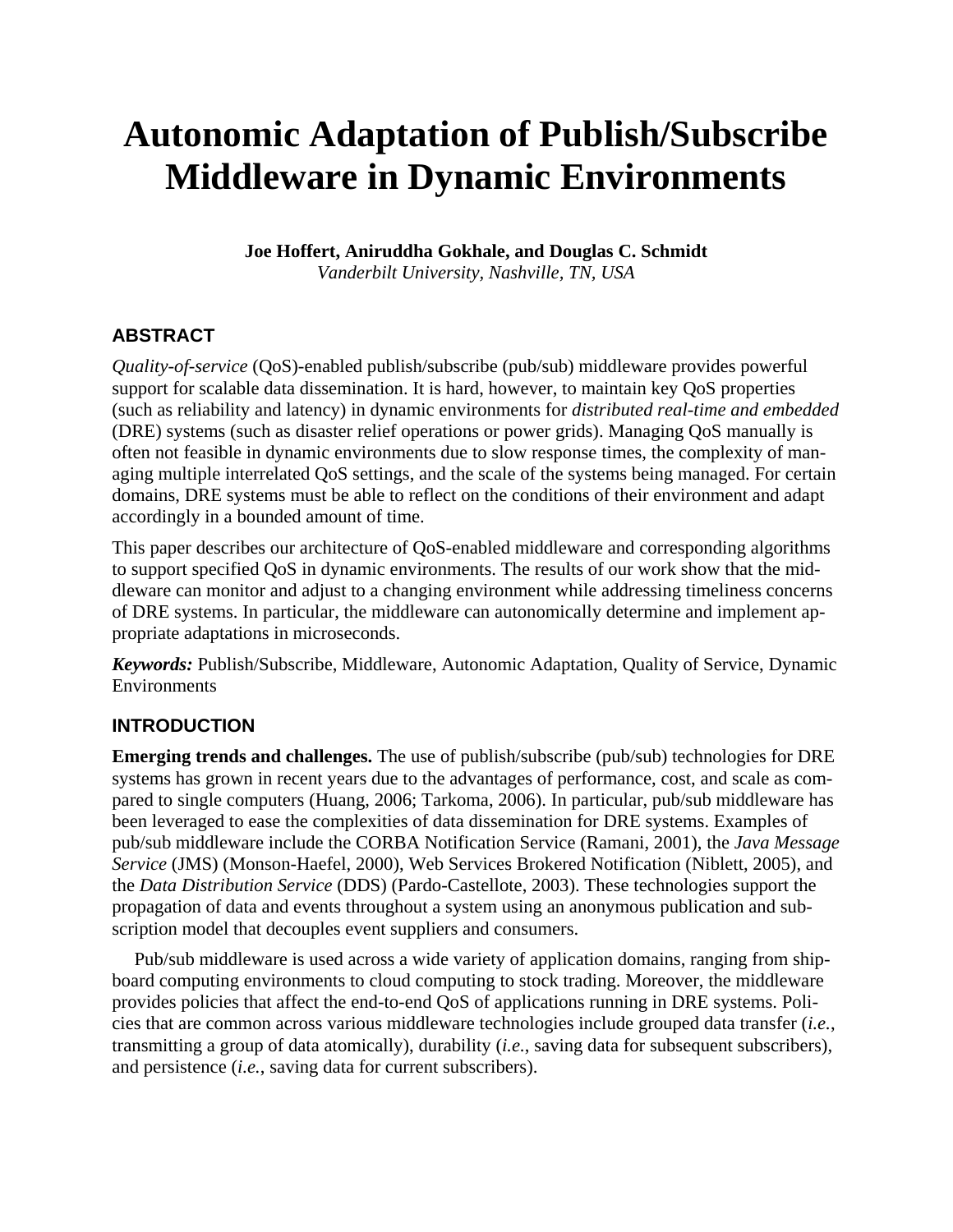# Autonomic Adaptation of Publish/Subscribe Middleware in Dynamic Environments

**Joe Hoffert, Aniruddha Gokhale, and Douglas C. Schmidt**
*Vanderbilt University, Nashville, TN, USA*

## ABSTRACT

*Quality-of-service* (QoS)-enabled publish/subscribe (pub/sub) middleware provides powerful support for scalable data dissemination. It is hard, however, to maintain key QoS properties (such as reliability and latency) in dynamic environments for *distributed real-time and embedded* (DRE) systems (such as disaster relief operations or power grids). Managing QoS manually is often not feasible in dynamic environments due to slow response times, the complexity of managing multiple interrelated QoS settings, and the scale of the systems being managed. For certain domains, DRE systems must be able to reflect on the conditions of their environment and adapt accordingly in a bounded amount of time.

This paper describes our architecture of QoS-enabled middleware and corresponding algorithms to support specified QoS in dynamic environments. The results of our work show that the middleware can monitor and adjust to a changing environment while addressing timeliness concerns of DRE systems. In particular, the middleware can autonomically determine and implement appropriate adaptations in microseconds.

***Keywords:*** Publish/Subscribe, Middleware, Autonomic Adaptation, Quality of Service, Dynamic Environments

## INTRODUCTION

**Emerging trends and challenges.** The use of publish/subscribe (pub/sub) technologies for DRE systems has grown in recent years due to the advantages of performance, cost, and scale as compared to single computers (Huang, 2006; Tarkoma, 2006). In particular, pub/sub middleware has been leveraged to ease the complexities of data dissemination for DRE systems. Examples of pub/sub middleware include the CORBA Notification Service (Ramani, 2001), the *Java Message Service* (JMS) (Monson-Haefel, 2000), Web Services Brokered Notification (Niblett, 2005), and the *Data Distribution Service* (DDS) (Pardo-Castellote, 2003). These technologies support the propagation of data and events throughout a system using an anonymous publication and subscription model that decouples event suppliers and consumers.

Pub/sub middleware is used across a wide variety of application domains, ranging from shipboard computing environments to cloud computing to stock trading. Moreover, the middleware provides policies that affect the end-to-end QoS of applications running in DRE systems. Policies that are common across various middleware technologies include grouped data transfer (*i.e.*, transmitting a group of data atomically), durability (*i.e.*, saving data for subsequent subscribers), and persistence (*i.e.*, saving data for current subscribers).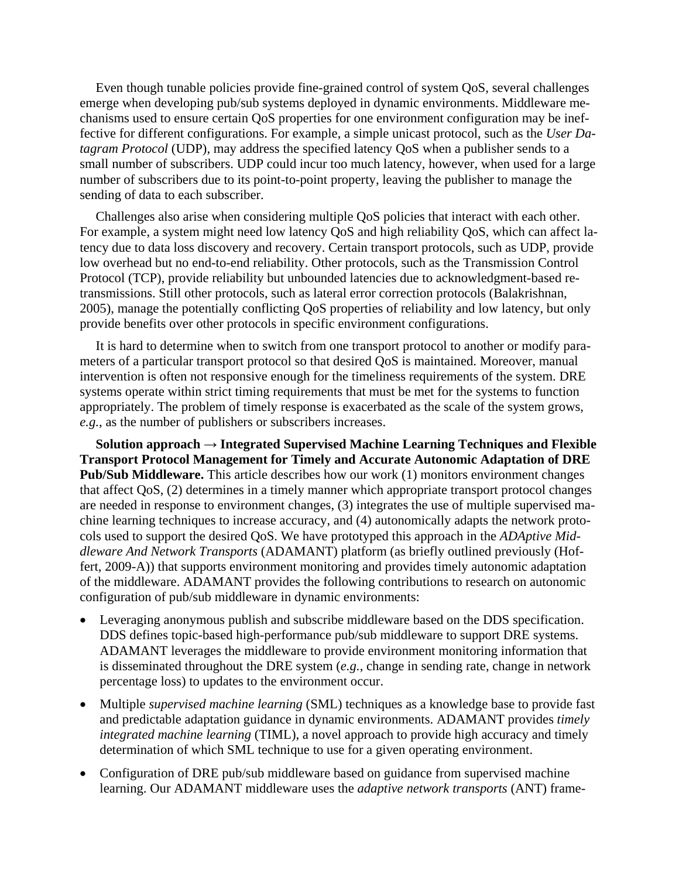Even though tunable policies provide fine-grained control of system QoS, several challenges emerge when developing pub/sub systems deployed in dynamic environments. Middleware mechanisms used to ensure certain QoS properties for one environment configuration may be ineffective for different configurations. For example, a simple unicast protocol, such as the *User Datagram Protocol* (UDP), may address the specified latency QoS when a publisher sends to a small number of subscribers. UDP could incur too much latency, however, when used for a large number of subscribers due to its point-to-point property, leaving the publisher to manage the sending of data to each subscriber.

Challenges also arise when considering multiple QoS policies that interact with each other. For example, a system might need low latency QoS and high reliability QoS, which can affect latency due to data loss discovery and recovery. Certain transport protocols, such as UDP, provide low overhead but no end-to-end reliability. Other protocols, such as the Transmission Control Protocol (TCP), provide reliability but unbounded latencies due to acknowledgment-based retransmissions. Still other protocols, such as lateral error correction protocols (Balakrishnan, 2005), manage the potentially conflicting QoS properties of reliability and low latency, but only provide benefits over other protocols in specific environment configurations.

It is hard to determine when to switch from one transport protocol to another or modify parameters of a particular transport protocol so that desired QoS is maintained. Moreover, manual intervention is often not responsive enough for the timeliness requirements of the system. DRE systems operate within strict timing requirements that must be met for the systems to function appropriately. The problem of timely response is exacerbated as the scale of the system grows, *e.g.*, as the number of publishers or subscribers increases.

**Solution approach → Integrated Supervised Machine Learning Techniques and Flexible Transport Protocol Management for Timely and Accurate Autonomic Adaptation of DRE Pub/Sub Middleware.** This article describes how our work (1) monitors environment changes that affect QoS, (2) determines in a timely manner which appropriate transport protocol changes are needed in response to environment changes, (3) integrates the use of multiple supervised machine learning techniques to increase accuracy, and (4) autonomically adapts the network protocols used to support the desired QoS. We have prototyped this approach in the *ADAptive Middleware And Network Transports* (ADAMANT) platform (as briefly outlined previously (Hoffert, 2009-A)) that supports environment monitoring and provides timely autonomic adaptation of the middleware. ADAMANT provides the following contributions to research on autonomic configuration of pub/sub middleware in dynamic environments:

- Leveraging anonymous publish and subscribe middleware based on the DDS specification. DDS defines topic-based high-performance pub/sub middleware to support DRE systems. ADAMANT leverages the middleware to provide environment monitoring information that is disseminated throughout the DRE system (*e.g.*, change in sending rate, change in network percentage loss) to updates to the environment occur.
- Multiple *supervised machine learning* (SML) techniques as a knowledge base to provide fast and predictable adaptation guidance in dynamic environments. ADAMANT provides *timely integrated machine learning* (TIML), a novel approach to provide high accuracy and timely determination of which SML technique to use for a given operating environment.
- Configuration of DRE pub/sub middleware based on guidance from supervised machine learning. Our ADAMANT middleware uses the *adaptive network transports* (ANT) frame-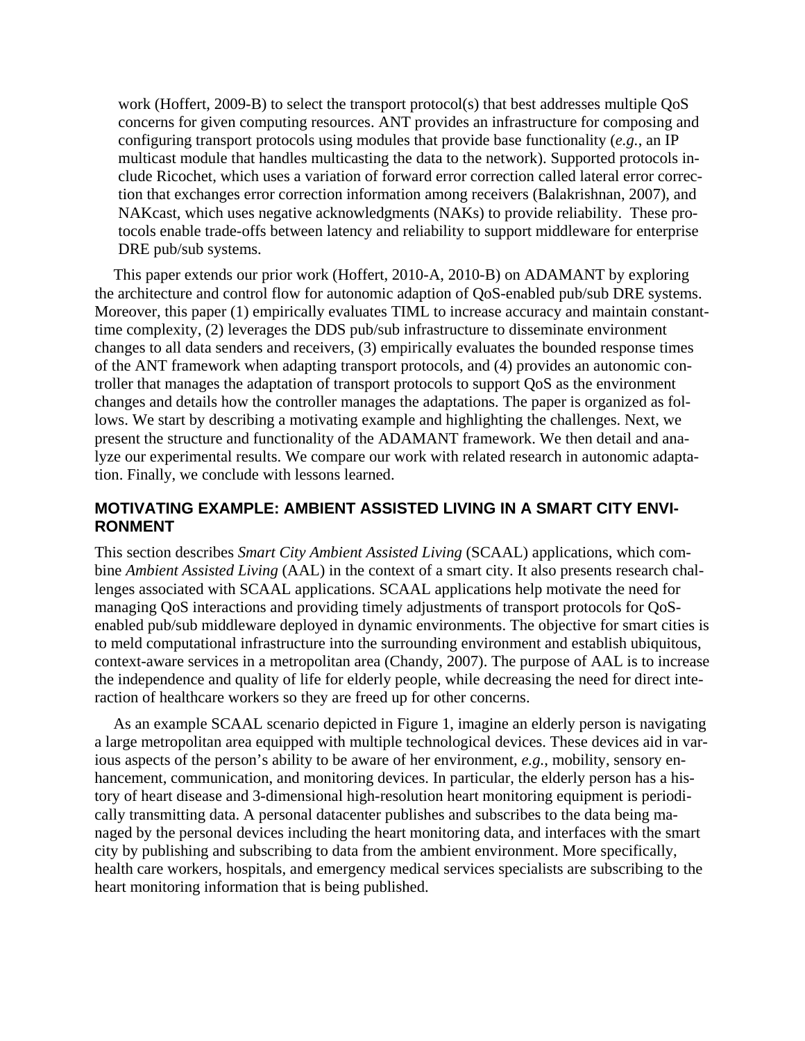work (Hoffert, 2009-B) to select the transport protocol(s) that best addresses multiple QoS concerns for given computing resources. ANT provides an infrastructure for composing and configuring transport protocols using modules that provide base functionality (*e.g.*, an IP multicast module that handles multicasting the data to the network). Supported protocols include Ricochet, which uses a variation of forward error correction called lateral error correction that exchanges error correction information among receivers (Balakrishnan, 2007), and NAKcast, which uses negative acknowledgments (NAKs) to provide reliability. These protocols enable trade-offs between latency and reliability to support middleware for enterprise DRE pub/sub systems.

This paper extends our prior work (Hoffert, 2010-A, 2010-B) on ADAMANT by exploring the architecture and control flow for autonomic adaption of QoS-enabled pub/sub DRE systems. Moreover, this paper (1) empirically evaluates TIML to increase accuracy and maintain constant-time complexity, (2) leverages the DDS pub/sub infrastructure to disseminate environment changes to all data senders and receivers, (3) empirically evaluates the bounded response times of the ANT framework when adapting transport protocols, and (4) provides an autonomic controller that manages the adaptation of transport protocols to support QoS as the environment changes and details how the controller manages the adaptations. The paper is organized as follows. We start by describing a motivating example and highlighting the challenges. Next, we present the structure and functionality of the ADAMANT framework. We then detail and analyze our experimental results. We compare our work with related research in autonomic adaptation. Finally, we conclude with lessons learned.

## MOTIVATING EXAMPLE: AMBIENT ASSISTED LIVING IN A SMART CITY ENVIRONMENT

This section describes *Smart City Ambient Assisted Living* (SCAAL) applications, which combine *Ambient Assisted Living* (AAL) in the context of a smart city. It also presents research challenges associated with SCAAL applications. SCAAL applications help motivate the need for managing QoS interactions and providing timely adjustments of transport protocols for QoS-enabled pub/sub middleware deployed in dynamic environments. The objective for smart cities is to meld computational infrastructure into the surrounding environment and establish ubiquitous, context-aware services in a metropolitan area (Chandy, 2007). The purpose of AAL is to increase the independence and quality of life for elderly people, while decreasing the need for direct interaction of healthcare workers so they are freed up for other concerns.

As an example SCAAL scenario depicted in Figure 1, imagine an elderly person is navigating a large metropolitan area equipped with multiple technological devices. These devices aid in various aspects of the person's ability to be aware of her environment, *e.g.*, mobility, sensory enhancement, communication, and monitoring devices. In particular, the elderly person has a history of heart disease and 3-dimensional high-resolution heart monitoring equipment is periodically transmitting data. A personal datacenter publishes and subscribes to the data being managed by the personal devices including the heart monitoring data, and interfaces with the smart city by publishing and subscribing to data from the ambient environment. More specifically, health care workers, hospitals, and emergency medical services specialists are subscribing to the heart monitoring information that is being published.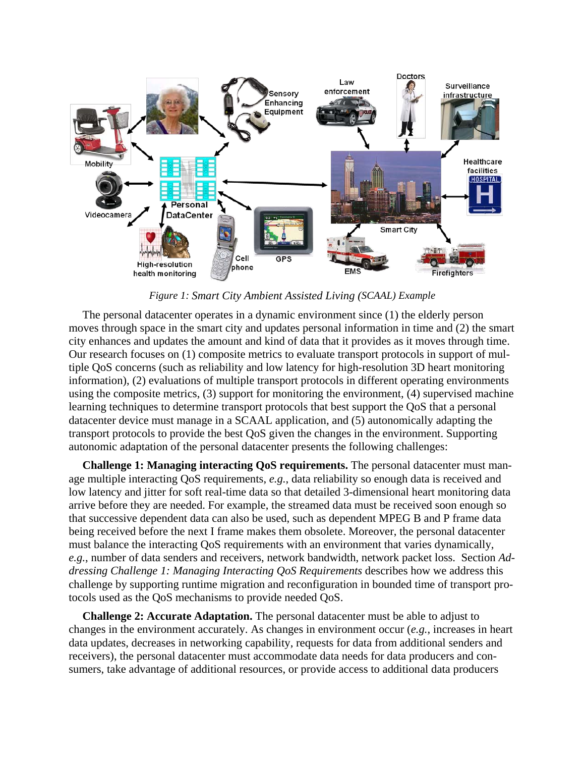*Figure 1: Smart City Ambient Assisted Living (SCAAL) Example*

The personal datacenter operates in a dynamic environment since (1) the elderly person moves through space in the smart city and updates personal information in time and (2) the smart city enhances and updates the amount and kind of data that it provides as it moves through time. Our research focuses on (1) composite metrics to evaluate transport protocols in support of multiple QoS concerns (such as reliability and low latency for high-resolution 3D heart monitoring information), (2) evaluations of multiple transport protocols in different operating environments using the composite metrics, (3) support for monitoring the environment, (4) supervised machine learning techniques to determine transport protocols that best support the QoS that a personal datacenter device must manage in a SCAAL application, and (5) autonomically adapting the transport protocols to provide the best QoS given the changes in the environment. Supporting autonomic adaptation of the personal datacenter presents the following challenges:

**Challenge 1: Managing interacting QoS requirements.** The personal datacenter must manage multiple interacting QoS requirements, *e.g.*, data reliability so enough data is received and low latency and jitter for soft real-time data so that detailed 3-dimensional heart monitoring data arrive before they are needed. For example, the streamed data must be received soon enough so that successive dependent data can also be used, such as dependent MPEG B and P frame data being received before the next I frame makes them obsolete. Moreover, the personal datacenter must balance the interacting QoS requirements with an environment that varies dynamically, *e.g.*, number of data senders and receivers, network bandwidth, network packet loss. Section *Addressing Challenge 1: Managing Interacting QoS Requirements* describes how we address this challenge by supporting runtime migration and reconfiguration in bounded time of transport protocols used as the QoS mechanisms to provide needed QoS.

**Challenge 2: Accurate Adaptation.** The personal datacenter must be able to adjust to changes in the environment accurately. As changes in environment occur (*e.g.*, increases in heart data updates, decreases in networking capability, requests for data from additional senders and receivers), the personal datacenter must accommodate data needs for data producers and consumers, take advantage of additional resources, or provide access to additional data producers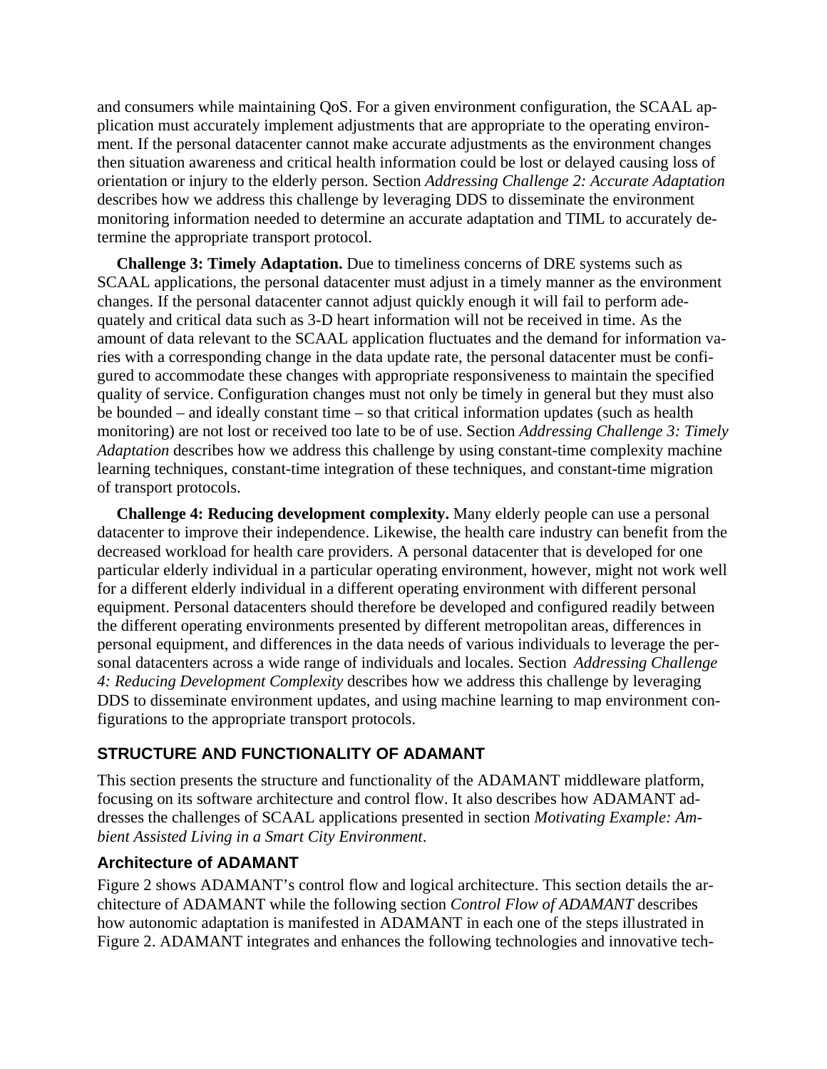and consumers while maintaining QoS. For a given environment configuration, the SCAAL application must accurately implement adjustments that are appropriate to the operating environment. If the personal datacenter cannot make accurate adjustments as the environment changes then situation awareness and critical health information could be lost or delayed causing loss of orientation or injury to the elderly person. Section *Addressing Challenge 2: Accurate Adaptation* describes how we address this challenge by leveraging DDS to disseminate the environment monitoring information needed to determine an accurate adaptation and TIML to accurately determine the appropriate transport protocol.

**Challenge 3: Timely Adaptation.** Due to timeliness concerns of DRE systems such as SCAAL applications, the personal datacenter must adjust in a timely manner as the environment changes. If the personal datacenter cannot adjust quickly enough it will fail to perform adequately and critical data such as 3-D heart information will not be received in time. As the amount of data relevant to the SCAAL application fluctuates and the demand for information varies with a corresponding change in the data update rate, the personal datacenter must be configured to accommodate these changes with appropriate responsiveness to maintain the specified quality of service. Configuration changes must not only be timely in general but they must also be bounded – and ideally constant time – so that critical information updates (such as health monitoring) are not lost or received too late to be of use. Section *Addressing Challenge 3: Timely Adaptation* describes how we address this challenge by using constant-time complexity machine learning techniques, constant-time integration of these techniques, and constant-time migration of transport protocols.

**Challenge 4: Reducing development complexity.** Many elderly people can use a personal datacenter to improve their independence. Likewise, the health care industry can benefit from the decreased workload for health care providers. A personal datacenter that is developed for one particular elderly individual in a particular operating environment, however, might not work well for a different elderly individual in a different operating environment with different personal equipment. Personal datacenters should therefore be developed and configured readily between the different operating environments presented by different metropolitan areas, differences in personal equipment, and differences in the data needs of various individuals to leverage the personal datacenters across a wide range of individuals and locales. Section *Addressing Challenge 4: Reducing Development Complexity* describes how we address this challenge by leveraging DDS to disseminate environment updates, and using machine learning to map environment configurations to the appropriate transport protocols.

## STRUCTURE AND FUNCTIONALITY OF ADAMANT

This section presents the structure and functionality of the ADAMANT middleware platform, focusing on its software architecture and control flow. It also describes how ADAMANT addresses the challenges of SCAAL applications presented in section *Motivating Example: Ambient Assisted Living in a Smart City Environment*.

### Architecture of ADAMANT

Figure 2 shows ADAMANT's control flow and logical architecture. This section details the architecture of ADAMANT while the following section *Control Flow of ADAMANT* describes how autonomic adaptation is manifested in ADAMANT in each one of the steps illustrated in Figure 2. ADAMANT integrates and enhances the following technologies and innovative tech-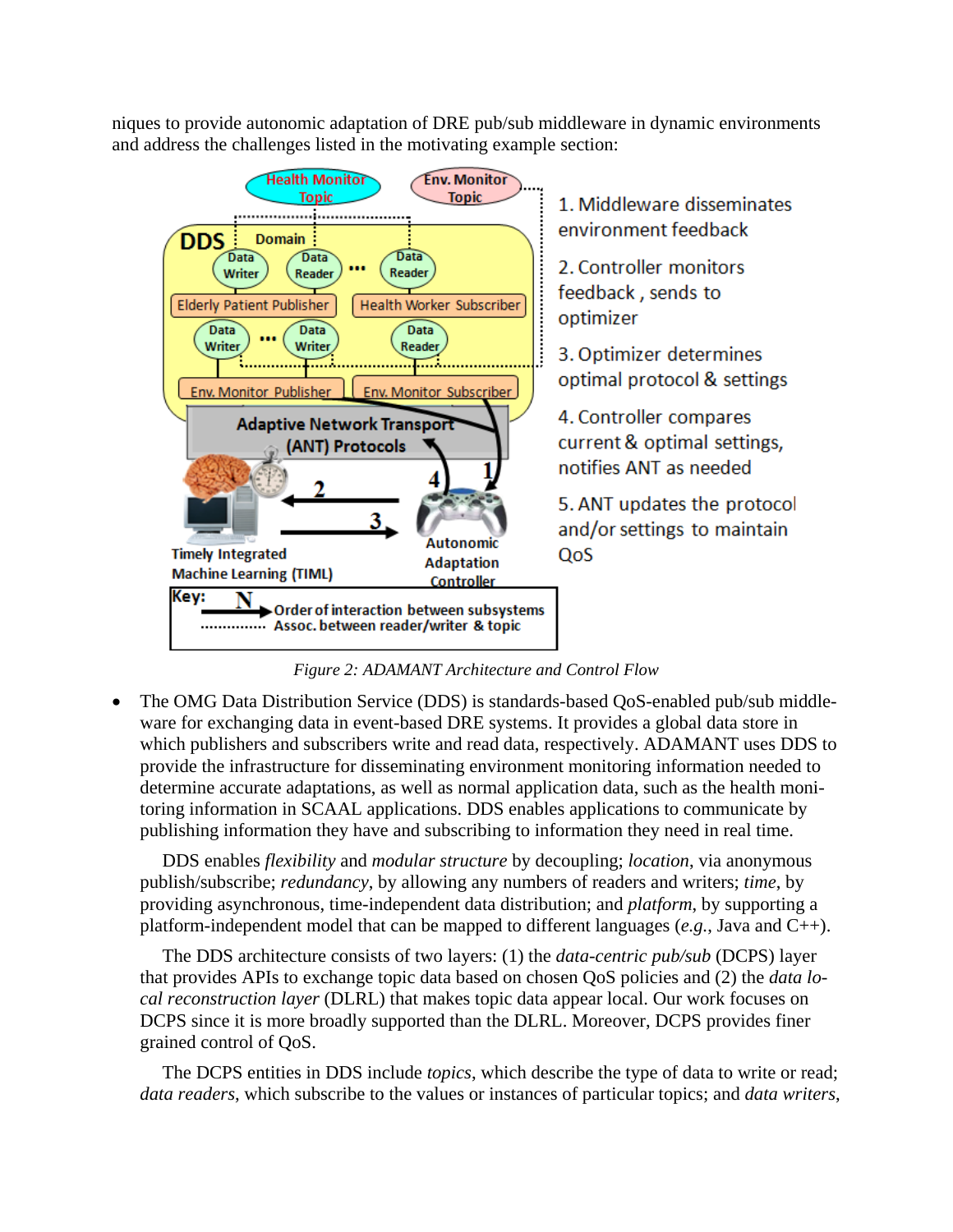niques to provide autonomic adaptation of DRE pub/sub middleware in dynamic environments and address the challenges listed in the motivating example section:

*Figure 2: ADAMANT Architecture and Control Flow*

- The OMG Data Distribution Service (DDS) is standards-based QoS-enabled pub/sub middleware for exchanging data in event-based DRE systems. It provides a global data store in which publishers and subscribers write and read data, respectively. ADAMANT uses DDS to provide the infrastructure for disseminating environment monitoring information needed to determine accurate adaptations, as well as normal application data, such as the health monitoring information in SCAAL applications. DDS enables applications to communicate by publishing information they have and subscribing to information they need in real time.

  DDS enables *flexibility* and *modular structure* by decoupling; *location*, via anonymous publish/subscribe; *redundancy*, by allowing any numbers of readers and writers; *time*, by providing asynchronous, time-independent data distribution; and *platform*, by supporting a platform-independent model that can be mapped to different languages (*e.g.*, Java and C++).

  The DDS architecture consists of two layers: (1) the *data-centric pub/sub* (DCPS) layer that provides APIs to exchange topic data based on chosen QoS policies and (2) the *data local reconstruction layer* (DLRL) that makes topic data appear local. Our work focuses on DCPS since it is more broadly supported than the DLRL. Moreover, DCPS provides finer grained control of QoS.

  The DCPS entities in DDS include *topics*, which describe the type of data to write or read; *data readers*, which subscribe to the values or instances of particular topics; and *data writers*,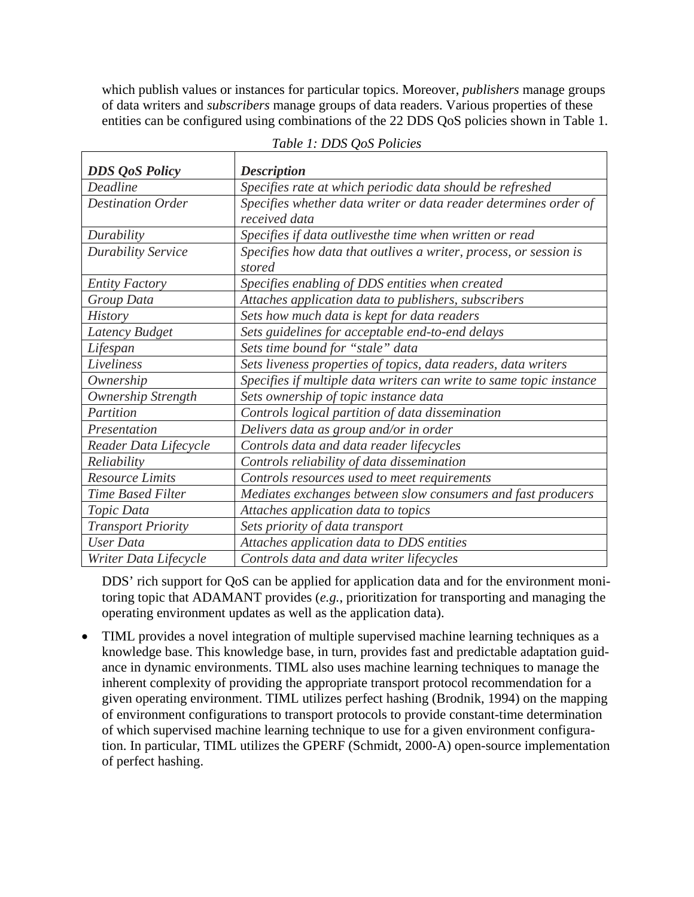which publish values or instances for particular topics. Moreover, *publishers* manage groups of data writers and *subscribers* manage groups of data readers. Various properties of these entities can be configured using combinations of the 22 DDS QoS policies shown in Table 1.

*Table 1: DDS QoS Policies*

| ***DDS QoS Policy*** | ***Description*** |
|---|---|
| *Deadline* | *Specifies rate at which periodic data should be refreshed* |
| *Destination Order* | *Specifies whether data writer or data reader determines order of received data* |
| *Durability* | *Specifies if data outlivesthe time when written or read* |
| *Durability Service* | *Specifies how data that outlives a writer, process, or session is stored* |
| *Entity Factory* | *Specifies enabling of DDS entities when created* |
| *Group Data* | *Attaches application data to publishers, subscribers* |
| *History* | *Sets how much data is kept for data readers* |
| *Latency Budget* | *Sets guidelines for acceptable end-to-end delays* |
| *Lifespan* | *Sets time bound for "stale" data* |
| *Liveliness* | *Sets liveness properties of topics, data readers, data writers* |
| *Ownership* | *Specifies if multiple data writers can write to same topic instance* |
| *Ownership Strength* | *Sets ownership of topic instance data* |
| *Partition* | *Controls logical partition of data dissemination* |
| *Presentation* | *Delivers data as group and/or in order* |
| *Reader Data Lifecycle* | *Controls data and data reader lifecycles* |
| *Reliability* | *Controls reliability of data dissemination* |
| *Resource Limits* | *Controls resources used to meet requirements* |
| *Time Based Filter* | *Mediates exchanges between slow consumers and fast producers* |
| *Topic Data* | *Attaches application data to topics* |
| *Transport Priority* | *Sets priority of data transport* |
| *User Data* | *Attaches application data to DDS entities* |
| *Writer Data Lifecycle* | *Controls data and data writer lifecycles* |

DDS' rich support for QoS can be applied for application data and for the environment monitoring topic that ADAMANT provides (*e.g.*, prioritization for transporting and managing the operating environment updates as well as the application data).

- TIML provides a novel integration of multiple supervised machine learning techniques as a knowledge base. This knowledge base, in turn, provides fast and predictable adaptation guidance in dynamic environments. TIML also uses machine learning techniques to manage the inherent complexity of providing the appropriate transport protocol recommendation for a given operating environment. TIML utilizes perfect hashing (Brodnik, 1994) on the mapping of environment configurations to transport protocols to provide constant-time determination of which supervised machine learning technique to use for a given environment configuration. In particular, TIML utilizes the GPERF (Schmidt, 2000-A) open-source implementation of perfect hashing.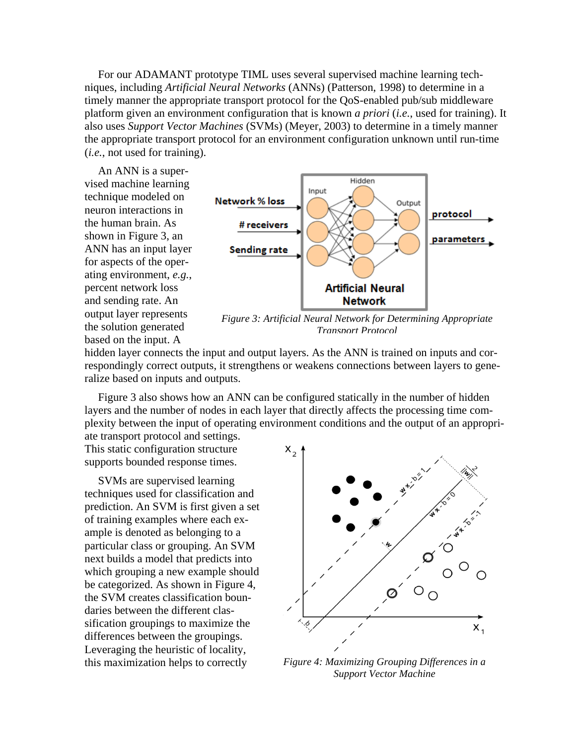For our ADAMANT prototype TIML uses several supervised machine learning techniques, including *Artificial Neural Networks* (ANNs) (Patterson, 1998) to determine in a timely manner the appropriate transport protocol for the QoS-enabled pub/sub middleware platform given an environment configuration that is known *a priori* (*i.e.*, used for training). It also uses *Support Vector Machines* (SVMs) (Meyer, 2003) to determine in a timely manner the appropriate transport protocol for an environment configuration unknown until run-time (*i.e.*, not used for training).

An ANN is a supervised machine learning technique modeled on neuron interactions in the human brain. As shown in Figure 3, an ANN has an input layer for aspects of the operating environment, *e.g.*, percent network loss and sending rate. An output layer represents the solution generated based on the input. A hidden layer connects the input and output layers. As the ANN is trained on inputs and correspondingly correct outputs, it strengthens or weakens connections between layers to generalize based on inputs and outputs.

*Figure 3: Artificial Neural Network for Determining Appropriate Transport Protocol*

Figure 3 also shows how an ANN can be configured statically in the number of hidden layers and the number of nodes in each layer that directly affects the processing time complexity between the input of operating environment conditions and the output of an appropriate transport protocol and settings. This static configuration structure supports bounded response times.

SVMs are supervised learning techniques used for classification and prediction. An SVM is first given a set of training examples where each example is denoted as belonging to a particular class or grouping. An SVM next builds a model that predicts into which grouping a new example should be categorized. As shown in Figure 4, the SVM creates classification boundaries between the different classification groupings to maximize the differences between the groupings. Leveraging the heuristic of locality, this maximization helps to correctly

*Figure 4: Maximizing Grouping Differences in a Support Vector Machine*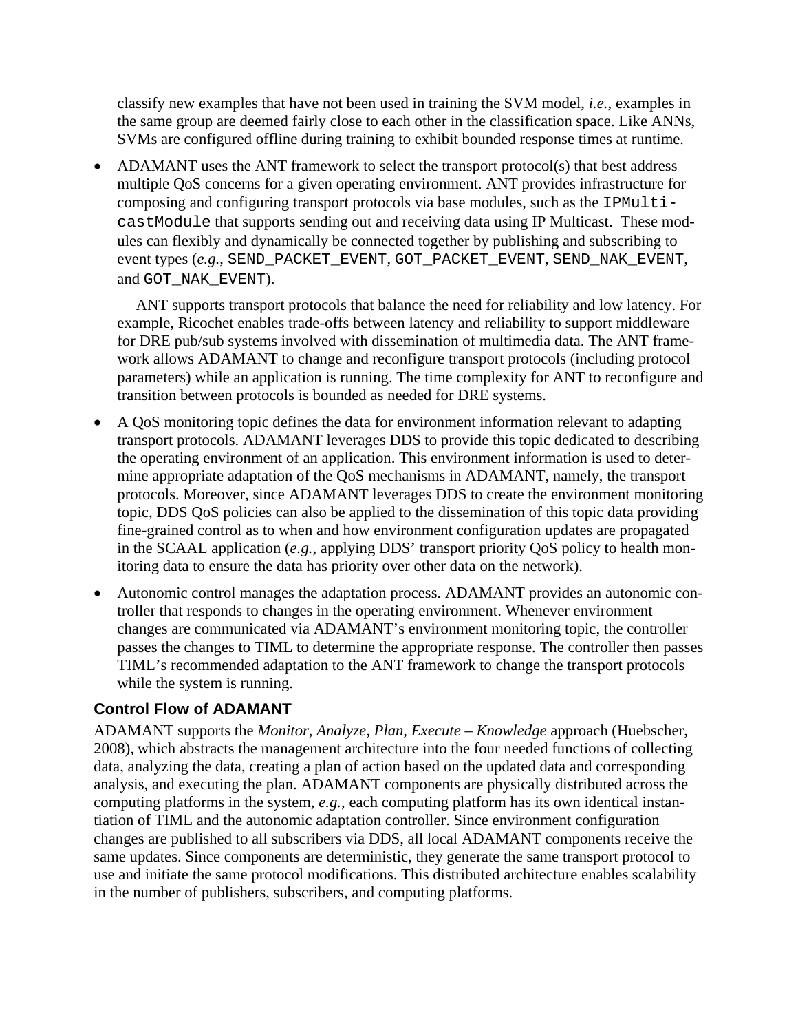classify new examples that have not been used in training the SVM model, *i.e.*, examples in the same group are deemed fairly close to each other in the classification space. Like ANNs, SVMs are configured offline during training to exhibit bounded response times at runtime.

- ADAMANT uses the ANT framework to select the transport protocol(s) that best address multiple QoS concerns for a given operating environment. ANT provides infrastructure for composing and configuring transport protocols via base modules, such as the `IPMulticastModule` that supports sending out and receiving data using IP Multicast. These modules can flexibly and dynamically be connected together by publishing and subscribing to event types (*e.g.*, `SEND_PACKET_EVENT`, `GOT_PACKET_EVENT`, `SEND_NAK_EVENT`, and `GOT_NAK_EVENT`).

  ANT supports transport protocols that balance the need for reliability and low latency. For example, Ricochet enables trade-offs between latency and reliability to support middleware for DRE pub/sub systems involved with dissemination of multimedia data. The ANT framework allows ADAMANT to change and reconfigure transport protocols (including protocol parameters) while an application is running. The time complexity for ANT to reconfigure and transition between protocols is bounded as needed for DRE systems.

- A QoS monitoring topic defines the data for environment information relevant to adapting transport protocols. ADAMANT leverages DDS to provide this topic dedicated to describing the operating environment of an application. This environment information is used to determine appropriate adaptation of the QoS mechanisms in ADAMANT, namely, the transport protocols. Moreover, since ADAMANT leverages DDS to create the environment monitoring topic, DDS QoS policies can also be applied to the dissemination of this topic data providing fine-grained control as to when and how environment configuration updates are propagated in the SCAAL application (*e.g.*, applying DDS' transport priority QoS policy to health monitoring data to ensure the data has priority over other data on the network).

- Autonomic control manages the adaptation process. ADAMANT provides an autonomic controller that responds to changes in the operating environment. Whenever environment changes are communicated via ADAMANT's environment monitoring topic, the controller passes the changes to TIML to determine the appropriate response. The controller then passes TIML's recommended adaptation to the ANT framework to change the transport protocols while the system is running.

### Control Flow of ADAMANT

ADAMANT supports the *Monitor, Analyze, Plan, Execute – Knowledge* approach (Huebscher, 2008), which abstracts the management architecture into the four needed functions of collecting data, analyzing the data, creating a plan of action based on the updated data and corresponding analysis, and executing the plan. ADAMANT components are physically distributed across the computing platforms in the system, *e.g.*, each computing platform has its own identical instantiation of TIML and the autonomic adaptation controller. Since environment configuration changes are published to all subscribers via DDS, all local ADAMANT components receive the same updates. Since components are deterministic, they generate the same transport protocol to use and initiate the same protocol modifications. This distributed architecture enables scalability in the number of publishers, subscribers, and computing platforms.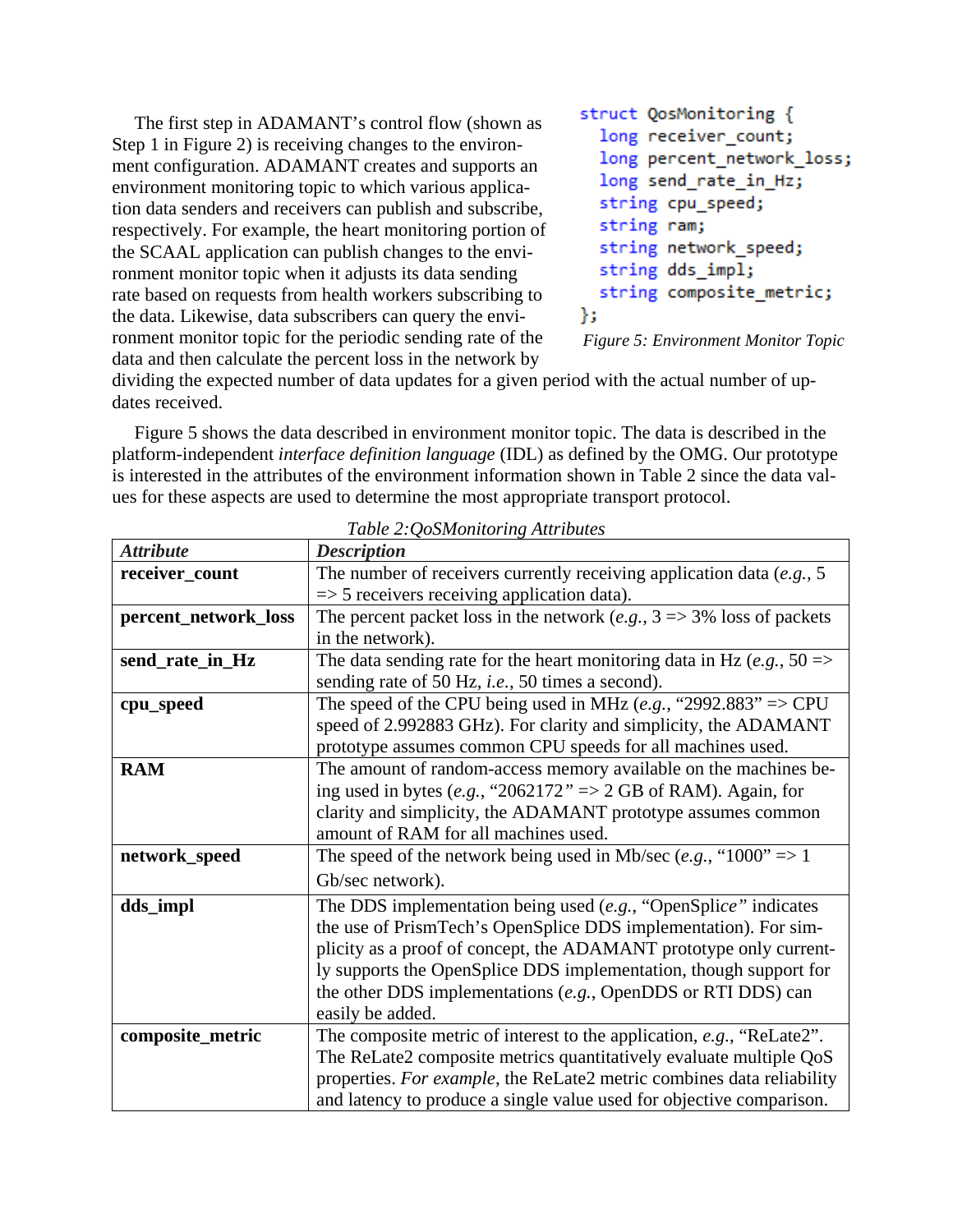The first step in ADAMANT's control flow (shown as Step 1 in Figure 2) is receiving changes to the environment configuration. ADAMANT creates and supports an environment monitoring topic to which various application data senders and receivers can publish and subscribe, respectively. For example, the heart monitoring portion of the SCAAL application can publish changes to the environment monitor topic when it adjusts its data sending rate based on requests from health workers subscribing to the data. Likewise, data subscribers can query the environment monitor topic for the periodic sending rate of the data and then calculate the percent loss in the network by dividing the expected number of data updates for a given period with the actual number of updates received.

```
struct QosMonitoring {
  long receiver_count;
  long percent_network_loss;
  long send_rate_in_Hz;
  string cpu_speed;
  string ram;
  string network_speed;
  string dds_impl;
  string composite_metric;
};
```

*Figure 5: Environment Monitor Topic*

Figure 5 shows the data described in environment monitor topic. The data is described in the platform-independent *interface definition language* (IDL) as defined by the OMG. Our prototype is interested in the attributes of the environment information shown in Table 2 since the data values for these aspects are used to determine the most appropriate transport protocol.

*Table 2:QoSMonitoring Attributes*

| ***Attribute*** | ***Description*** |
|---|---|
| **receiver_count** | The number of receivers currently receiving application data (*e.g.*, 5 => 5 receivers receiving application data). |
| **percent_network_loss** | The percent packet loss in the network (*e.g.*, 3 => 3% loss of packets in the network). |
| **send_rate_in_Hz** | The data sending rate for the heart monitoring data in Hz (*e.g.*, 50 => sending rate of 50 Hz, *i.e.*, 50 times a second). |
| **cpu_speed** | The speed of the CPU being used in MHz (*e.g.*, "2992.883" => CPU speed of 2.992883 GHz). For clarity and simplicity, the ADAMANT prototype assumes common CPU speeds for all machines used. |
| **RAM** | The amount of random-access memory available on the machines being used in bytes (*e.g.*, "2062172" => 2 GB of RAM). Again, for clarity and simplicity, the ADAMANT prototype assumes common amount of RAM for all machines used. |
| **network_speed** | The speed of the network being used in Mb/sec (*e.g.*, "1000" => 1 Gb/sec network). |
| **dds_impl** | The DDS implementation being used (*e.g.*, "OpenSplice" indicates the use of PrismTech's OpenSplice DDS implementation). For simplicity as a proof of concept, the ADAMANT prototype only currently supports the OpenSplice DDS implementation, though support for the other DDS implementations (*e.g.*, OpenDDS or RTI DDS) can easily be added. |
| **composite_metric** | The composite metric of interest to the application, *e.g.*, "ReLate2". The ReLate2 composite metrics quantitatively evaluate multiple QoS properties. *For example*, the ReLate2 metric combines data reliability and latency to produce a single value used for objective comparison. |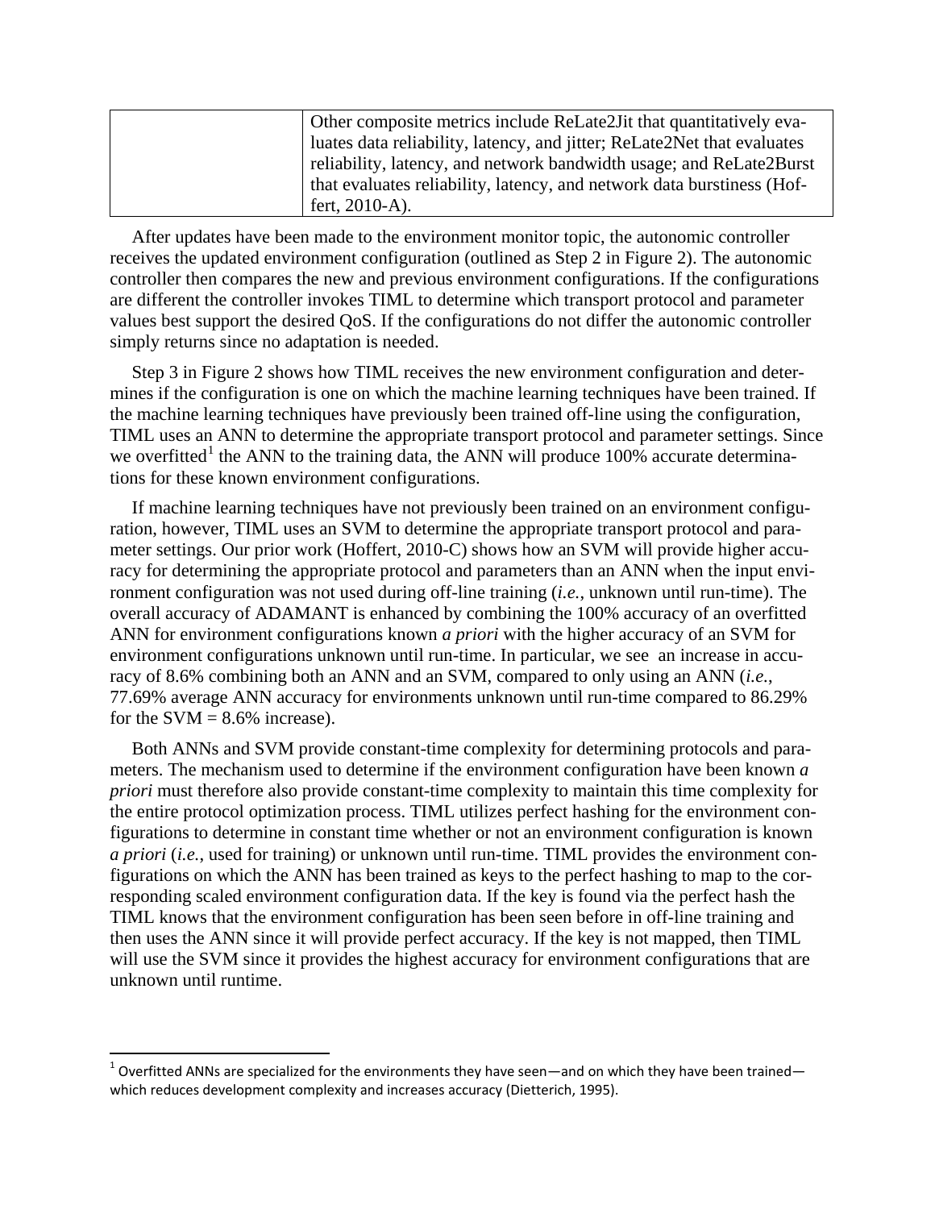| | Other composite metrics include ReLate2Jit that quantitatively evaluates data reliability, latency, and jitter; ReLate2Net that evaluates reliability, latency, and network bandwidth usage; and ReLate2Burst that evaluates reliability, latency, and network data burstiness (Hoffert, 2010-A). |
|---|---|

After updates have been made to the environment monitor topic, the autonomic controller receives the updated environment configuration (outlined as Step 2 in Figure 2). The autonomic controller then compares the new and previous environment configurations. If the configurations are different the controller invokes TIML to determine which transport protocol and parameter values best support the desired QoS. If the configurations do not differ the autonomic controller simply returns since no adaptation is needed.

Step 3 in Figure 2 shows how TIML receives the new environment configuration and determines if the configuration is one on which the machine learning techniques have been trained. If the machine learning techniques have previously been trained off-line using the configuration, TIML uses an ANN to determine the appropriate transport protocol and parameter settings. Since we overfitted[1] the ANN to the training data, the ANN will produce 100% accurate determinations for these known environment configurations.

If machine learning techniques have not previously been trained on an environment configuration, however, TIML uses an SVM to determine the appropriate transport protocol and parameter settings. Our prior work (Hoffert, 2010-C) shows how an SVM will provide higher accuracy for determining the appropriate protocol and parameters than an ANN when the input environment configuration was not used during off-line training (*i.e.*, unknown until run-time). The overall accuracy of ADAMANT is enhanced by combining the 100% accuracy of an overfitted ANN for environment configurations known *a priori* with the higher accuracy of an SVM for environment configurations unknown until run-time. In particular, we see an increase in accuracy of 8.6% combining both an ANN and an SVM, compared to only using an ANN (*i.e.*, 77.69% average ANN accuracy for environments unknown until run-time compared to 86.29% for the SVM = 8.6% increase).

Both ANNs and SVM provide constant-time complexity for determining protocols and parameters. The mechanism used to determine if the environment configuration have been known *a priori* must therefore also provide constant-time complexity to maintain this time complexity for the entire protocol optimization process. TIML utilizes perfect hashing for the environment configurations to determine in constant time whether or not an environment configuration is known *a priori* (*i.e.*, used for training) or unknown until run-time. TIML provides the environment configurations on which the ANN has been trained as keys to the perfect hashing to map to the corresponding scaled environment configuration data. If the key is found via the perfect hash the TIML knows that the environment configuration has been seen before in off-line training and then uses the ANN since it will provide perfect accuracy. If the key is not mapped, then TIML will use the SVM since it provides the highest accuracy for environment configurations that are unknown until runtime.

[1] Overfitted ANNs are specialized for the environments they have seen—and on which they have been trained—which reduces development complexity and increases accuracy (Dietterich, 1995).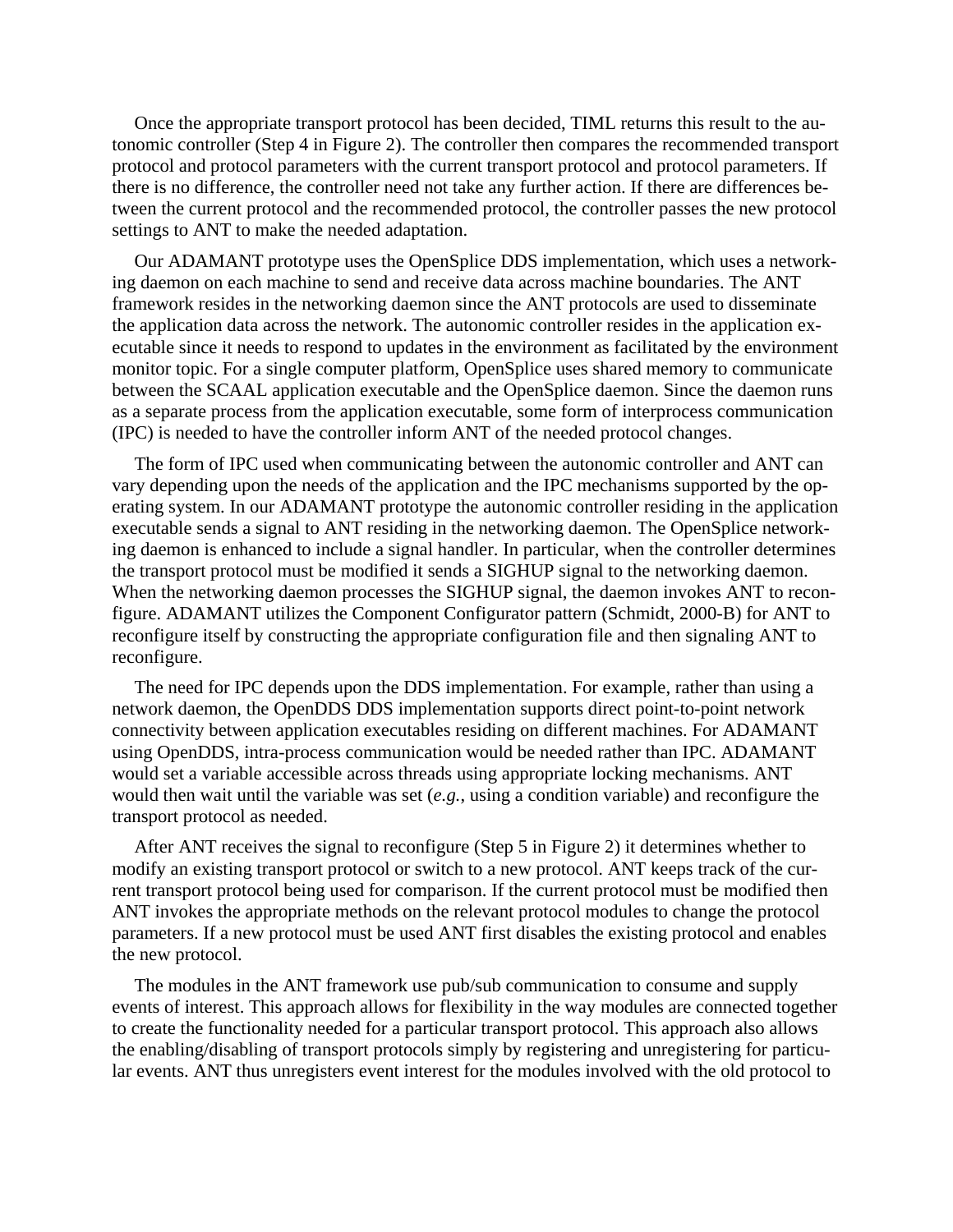Once the appropriate transport protocol has been decided, TIML returns this result to the autonomic controller (Step 4 in Figure 2). The controller then compares the recommended transport protocol and protocol parameters with the current transport protocol and protocol parameters. If there is no difference, the controller need not take any further action. If there are differences between the current protocol and the recommended protocol, the controller passes the new protocol settings to ANT to make the needed adaptation.

Our ADAMANT prototype uses the OpenSplice DDS implementation, which uses a networking daemon on each machine to send and receive data across machine boundaries. The ANT framework resides in the networking daemon since the ANT protocols are used to disseminate the application data across the network. The autonomic controller resides in the application executable since it needs to respond to updates in the environment as facilitated by the environment monitor topic. For a single computer platform, OpenSplice uses shared memory to communicate between the SCAAL application executable and the OpenSplice daemon. Since the daemon runs as a separate process from the application executable, some form of interprocess communication (IPC) is needed to have the controller inform ANT of the needed protocol changes.

The form of IPC used when communicating between the autonomic controller and ANT can vary depending upon the needs of the application and the IPC mechanisms supported by the operating system. In our ADAMANT prototype the autonomic controller residing in the application executable sends a signal to ANT residing in the networking daemon. The OpenSplice networking daemon is enhanced to include a signal handler. In particular, when the controller determines the transport protocol must be modified it sends a SIGHUP signal to the networking daemon. When the networking daemon processes the SIGHUP signal, the daemon invokes ANT to reconfigure. ADAMANT utilizes the Component Configurator pattern (Schmidt, 2000-B) for ANT to reconfigure itself by constructing the appropriate configuration file and then signaling ANT to reconfigure.

The need for IPC depends upon the DDS implementation. For example, rather than using a network daemon, the OpenDDS DDS implementation supports direct point-to-point network connectivity between application executables residing on different machines. For ADAMANT using OpenDDS, intra-process communication would be needed rather than IPC. ADAMANT would set a variable accessible across threads using appropriate locking mechanisms. ANT would then wait until the variable was set (*e.g.*, using a condition variable) and reconfigure the transport protocol as needed.

After ANT receives the signal to reconfigure (Step 5 in Figure 2) it determines whether to modify an existing transport protocol or switch to a new protocol. ANT keeps track of the current transport protocol being used for comparison. If the current protocol must be modified then ANT invokes the appropriate methods on the relevant protocol modules to change the protocol parameters. If a new protocol must be used ANT first disables the existing protocol and enables the new protocol.

The modules in the ANT framework use pub/sub communication to consume and supply events of interest. This approach allows for flexibility in the way modules are connected together to create the functionality needed for a particular transport protocol. This approach also allows the enabling/disabling of transport protocols simply by registering and unregistering for particular events. ANT thus unregisters event interest for the modules involved with the old protocol to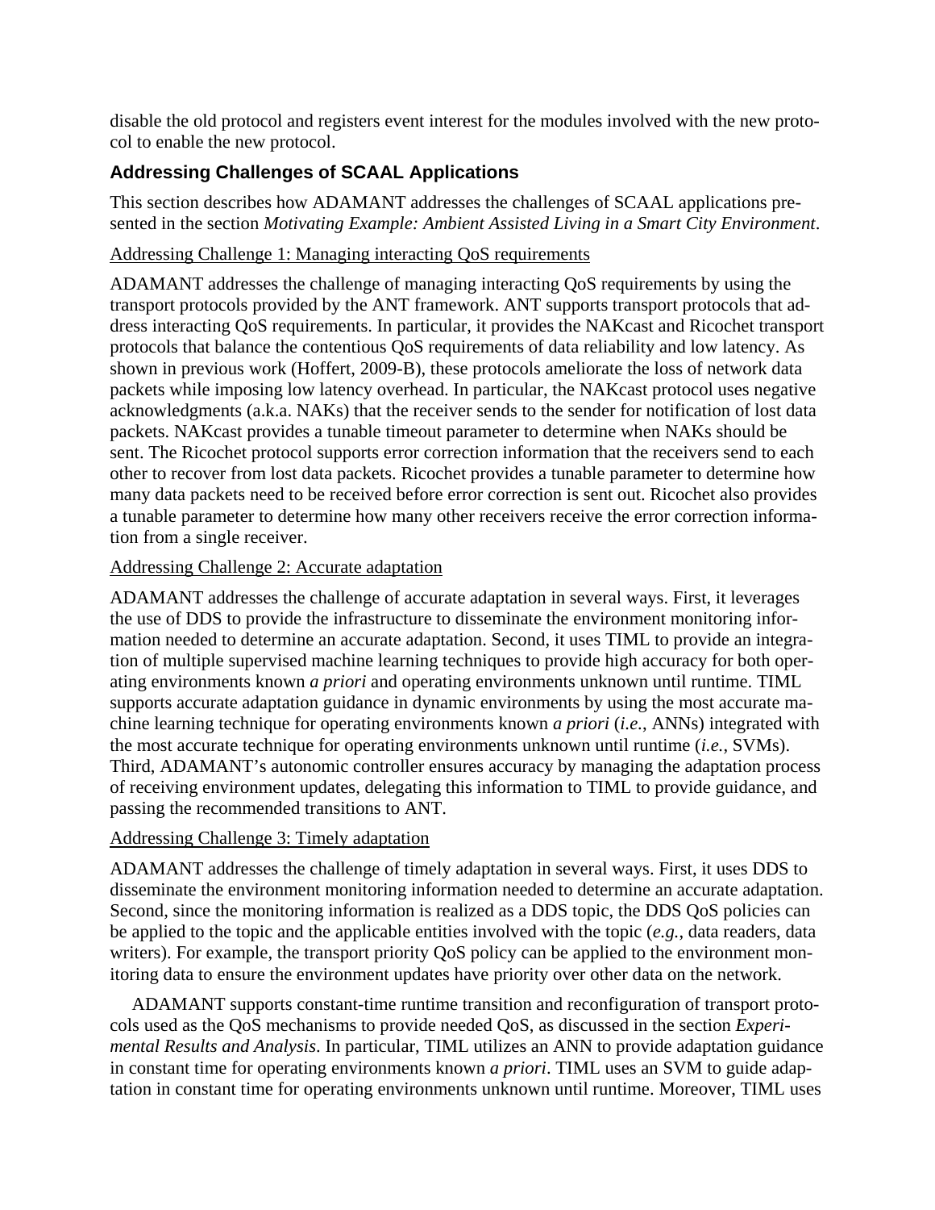disable the old protocol and registers event interest for the modules involved with the new protocol to enable the new protocol.

## Addressing Challenges of SCAAL Applications

This section describes how ADAMANT addresses the challenges of SCAAL applications presented in the section *Motivating Example: Ambient Assisted Living in a Smart City Environment*.

Addressing Challenge 1: Managing interacting QoS requirements

ADAMANT addresses the challenge of managing interacting QoS requirements by using the transport protocols provided by the ANT framework. ANT supports transport protocols that address interacting QoS requirements. In particular, it provides the NAKcast and Ricochet transport protocols that balance the contentious QoS requirements of data reliability and low latency. As shown in previous work (Hoffert, 2009-B), these protocols ameliorate the loss of network data packets while imposing low latency overhead. In particular, the NAKcast protocol uses negative acknowledgments (a.k.a. NAKs) that the receiver sends to the sender for notification of lost data packets. NAKcast provides a tunable timeout parameter to determine when NAKs should be sent. The Ricochet protocol supports error correction information that the receivers send to each other to recover from lost data packets. Ricochet provides a tunable parameter to determine how many data packets need to be received before error correction is sent out. Ricochet also provides a tunable parameter to determine how many other receivers receive the error correction information from a single receiver.

Addressing Challenge 2: Accurate adaptation

ADAMANT addresses the challenge of accurate adaptation in several ways. First, it leverages the use of DDS to provide the infrastructure to disseminate the environment monitoring information needed to determine an accurate adaptation. Second, it uses TIML to provide an integration of multiple supervised machine learning techniques to provide high accuracy for both operating environments known *a priori* and operating environments unknown until runtime. TIML supports accurate adaptation guidance in dynamic environments by using the most accurate machine learning technique for operating environments known *a priori* (*i.e.*, ANNs) integrated with the most accurate technique for operating environments unknown until runtime (*i.e.*, SVMs). Third, ADAMANT's autonomic controller ensures accuracy by managing the adaptation process of receiving environment updates, delegating this information to TIML to provide guidance, and passing the recommended transitions to ANT.

Addressing Challenge 3: Timely adaptation

ADAMANT addresses the challenge of timely adaptation in several ways. First, it uses DDS to disseminate the environment monitoring information needed to determine an accurate adaptation. Second, since the monitoring information is realized as a DDS topic, the DDS QoS policies can be applied to the topic and the applicable entities involved with the topic (*e.g.*, data readers, data writers). For example, the transport priority QoS policy can be applied to the environment monitoring data to ensure the environment updates have priority over other data on the network.

ADAMANT supports constant-time runtime transition and reconfiguration of transport protocols used as the QoS mechanisms to provide needed QoS, as discussed in the section *Experimental Results and Analysis*. In particular, TIML utilizes an ANN to provide adaptation guidance in constant time for operating environments known *a priori*. TIML uses an SVM to guide adaptation in constant time for operating environments unknown until runtime. Moreover, TIML uses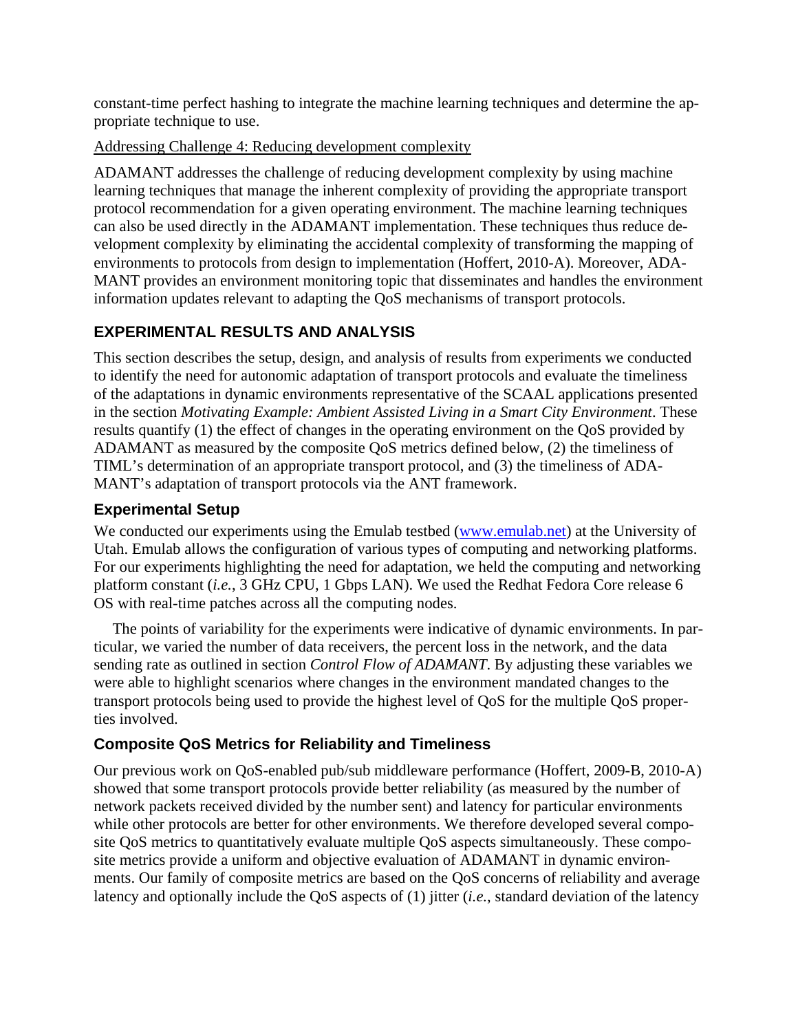constant-time perfect hashing to integrate the machine learning techniques and determine the appropriate technique to use.

Addressing Challenge 4: Reducing development complexity

ADAMANT addresses the challenge of reducing development complexity by using machine learning techniques that manage the inherent complexity of providing the appropriate transport protocol recommendation for a given operating environment. The machine learning techniques can also be used directly in the ADAMANT implementation. These techniques thus reduce development complexity by eliminating the accidental complexity of transforming the mapping of environments to protocols from design to implementation (Hoffert, 2010-A). Moreover, ADAMANT provides an environment monitoring topic that disseminates and handles the environment information updates relevant to adapting the QoS mechanisms of transport protocols.

## EXPERIMENTAL RESULTS AND ANALYSIS

This section describes the setup, design, and analysis of results from experiments we conducted to identify the need for autonomic adaptation of transport protocols and evaluate the timeliness of the adaptations in dynamic environments representative of the SCAAL applications presented in the section *Motivating Example: Ambient Assisted Living in a Smart City Environment*. These results quantify (1) the effect of changes in the operating environment on the QoS provided by ADAMANT as measured by the composite QoS metrics defined below, (2) the timeliness of TIML's determination of an appropriate transport protocol, and (3) the timeliness of ADAMANT's adaptation of transport protocols via the ANT framework.

### Experimental Setup

We conducted our experiments using the Emulab testbed (www.emulab.net) at the University of Utah. Emulab allows the configuration of various types of computing and networking platforms. For our experiments highlighting the need for adaptation, we held the computing and networking platform constant (*i.e.*, 3 GHz CPU, 1 Gbps LAN). We used the Redhat Fedora Core release 6 OS with real-time patches across all the computing nodes.

The points of variability for the experiments were indicative of dynamic environments. In particular, we varied the number of data receivers, the percent loss in the network, and the data sending rate as outlined in section *Control Flow of ADAMANT*. By adjusting these variables we were able to highlight scenarios where changes in the environment mandated changes to the transport protocols being used to provide the highest level of QoS for the multiple QoS properties involved.

### Composite QoS Metrics for Reliability and Timeliness

Our previous work on QoS-enabled pub/sub middleware performance (Hoffert, 2009-B, 2010-A) showed that some transport protocols provide better reliability (as measured by the number of network packets received divided by the number sent) and latency for particular environments while other protocols are better for other environments. We therefore developed several composite QoS metrics to quantitatively evaluate multiple QoS aspects simultaneously. These composite metrics provide a uniform and objective evaluation of ADAMANT in dynamic environments. Our family of composite metrics are based on the QoS concerns of reliability and average latency and optionally include the QoS aspects of (1) jitter (*i.e.*, standard deviation of the latency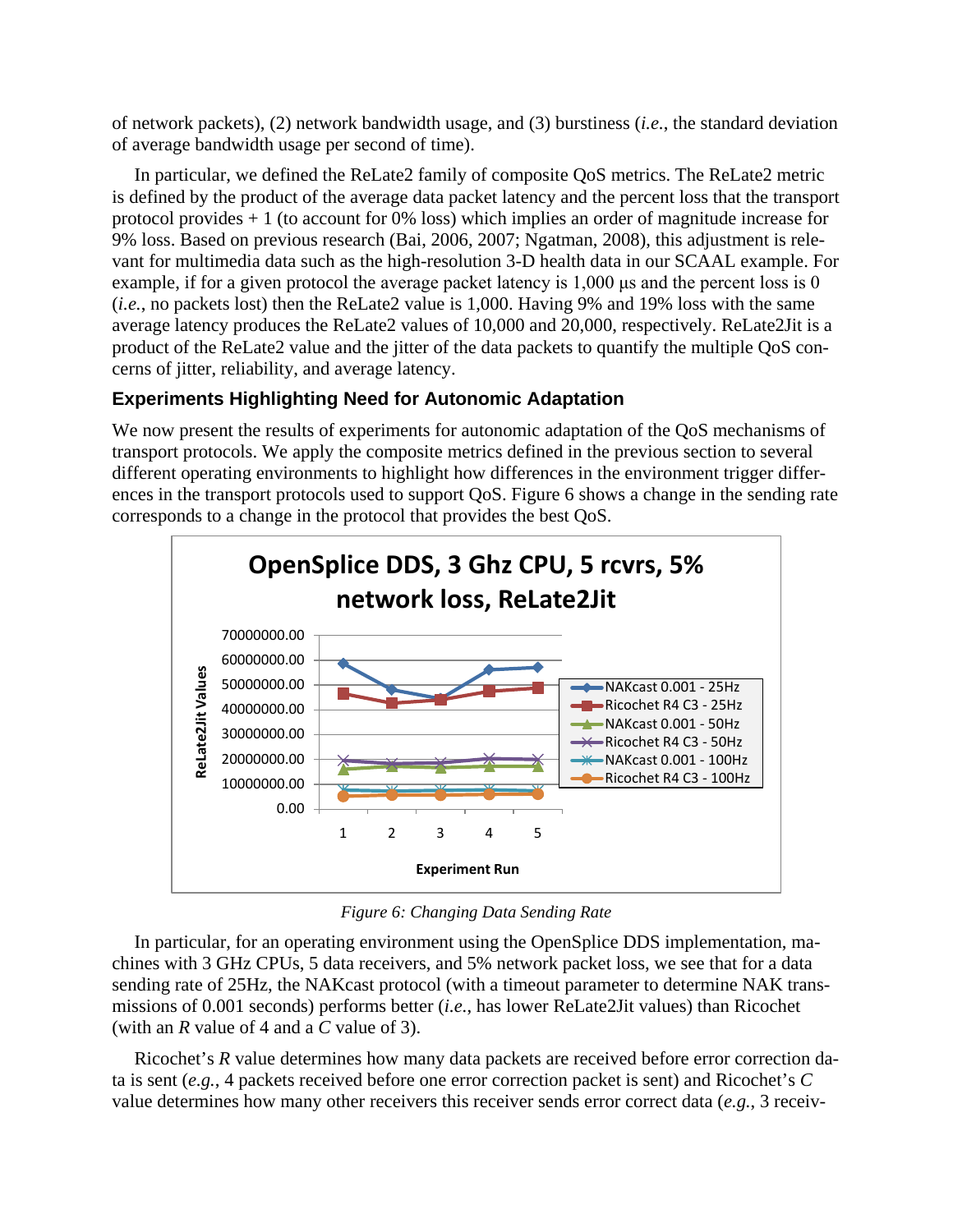of network packets), (2) network bandwidth usage, and (3) burstiness (*i.e.*, the standard deviation of average bandwidth usage per second of time).

In particular, we defined the ReLate2 family of composite QoS metrics. The ReLate2 metric is defined by the product of the average data packet latency and the percent loss that the transport protocol provides + 1 (to account for 0% loss) which implies an order of magnitude increase for 9% loss. Based on previous research (Bai, 2006, 2007; Ngatman, 2008), this adjustment is relevant for multimedia data such as the high-resolution 3-D health data in our SCAAL example. For example, if for a given protocol the average packet latency is 1,000 µs and the percent loss is 0 (*i.e.*, no packets lost) then the ReLate2 value is 1,000. Having 9% and 19% loss with the same average latency produces the ReLate2 values of 10,000 and 20,000, respectively. ReLate2Jit is a product of the ReLate2 value and the jitter of the data packets to quantify the multiple QoS concerns of jitter, reliability, and average latency.

### Experiments Highlighting Need for Autonomic Adaptation

We now present the results of experiments for autonomic adaptation of the QoS mechanisms of transport protocols. We apply the composite metrics defined in the previous section to several different operating environments to highlight how differences in the environment trigger differences in the transport protocols used to support QoS. Figure 6 shows a change in the sending rate corresponds to a change in the protocol that provides the best QoS.

*Figure 6: Changing Data Sending Rate*

In particular, for an operating environment using the OpenSplice DDS implementation, machines with 3 GHz CPUs, 5 data receivers, and 5% network packet loss, we see that for a data sending rate of 25Hz, the NAKcast protocol (with a timeout parameter to determine NAK transmissions of 0.001 seconds) performs better (*i.e.*, has lower ReLate2Jit values) than Ricochet (with an $R$ value of 4 and a $C$ value of 3).

Ricochet's $R$ value determines how many data packets are received before error correction data is sent (*e.g.*, 4 packets received before one error correction packet is sent) and Ricochet's $C$ value determines how many other receivers this receiver sends error correct data (*e.g.*, 3 receiv-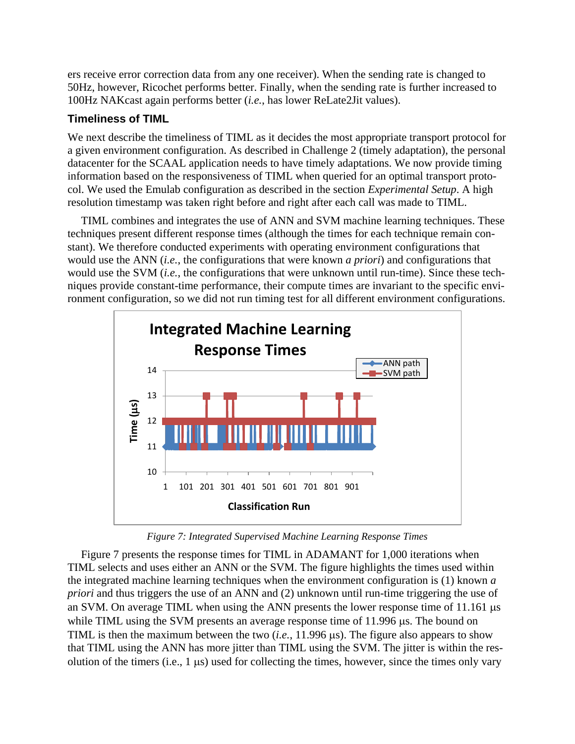ers receive error correction data from any one receiver). When the sending rate is changed to 50Hz, however, Ricochet performs better. Finally, when the sending rate is further increased to 100Hz NAKcast again performs better (*i.e.*, has lower ReLate2Jit values).

### Timeliness of TIML

We next describe the timeliness of TIML as it decides the most appropriate transport protocol for a given environment configuration. As described in Challenge 2 (timely adaptation), the personal datacenter for the SCAAL application needs to have timely adaptations. We now provide timing information based on the responsiveness of TIML when queried for an optimal transport protocol. We used the Emulab configuration as described in the section *Experimental Setup*. A high resolution timestamp was taken right before and right after each call was made to TIML.

TIML combines and integrates the use of ANN and SVM machine learning techniques. These techniques present different response times (although the times for each technique remain constant). We therefore conducted experiments with operating environment configurations that would use the ANN (*i.e.*, the configurations that were known *a priori*) and configurations that would use the SVM (*i.e.*, the configurations that were unknown until run-time). Since these techniques provide constant-time performance, their compute times are invariant to the specific environment configuration, so we did not run timing test for all different environment configurations.

*Figure 7: Integrated Supervised Machine Learning Response Times*

Figure 7 presents the response times for TIML in ADAMANT for 1,000 iterations when TIML selects and uses either an ANN or the SVM. The figure highlights the times used within the integrated machine learning techniques when the environment configuration is (1) known *a priori* and thus triggers the use of an ANN and (2) unknown until run-time triggering the use of an SVM. On average TIML when using the ANN presents the lower response time of 11.161 μs while TIML using the SVM presents an average response time of 11.996 μs. The bound on TIML is then the maximum between the two (*i.e.*, 11.996 μs). The figure also appears to show that TIML using the ANN has more jitter than TIML using the SVM. The jitter is within the resolution of the timers (i.e., 1 μs) used for collecting the times, however, since the times only vary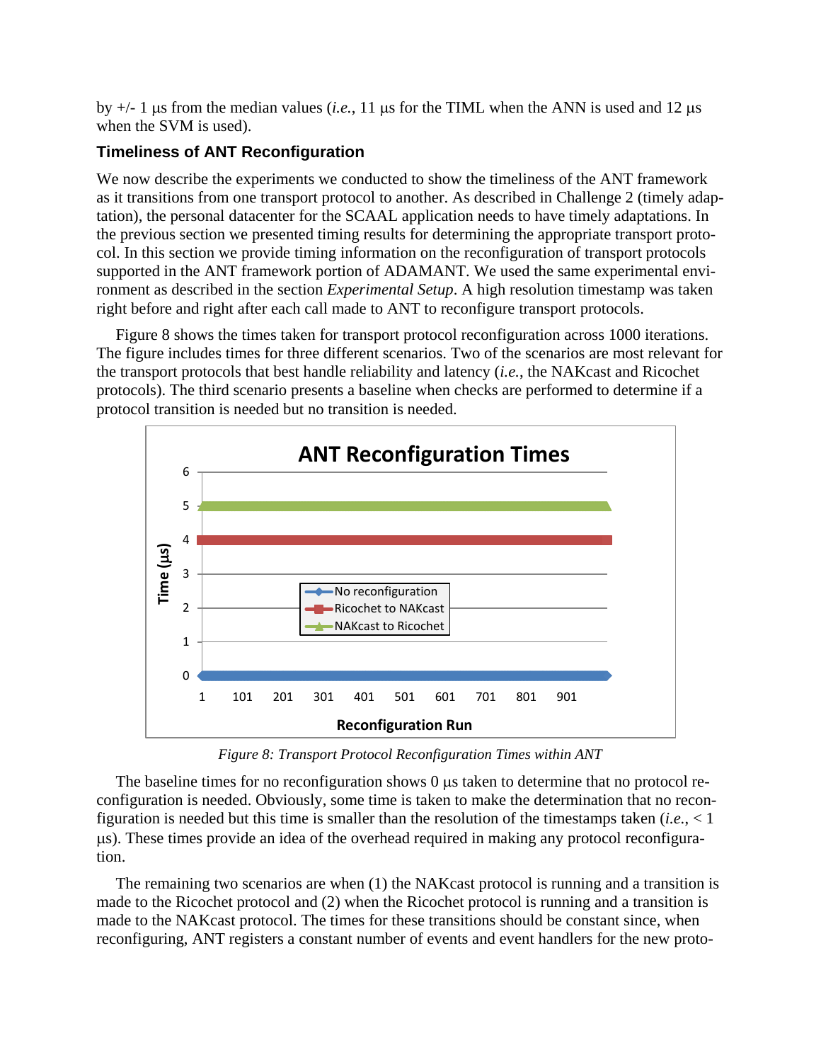by +/- 1 μs from the median values (*i.e.*, 11 μs for the TIML when the ANN is used and 12 μs when the SVM is used).

### Timeliness of ANT Reconfiguration

We now describe the experiments we conducted to show the timeliness of the ANT framework as it transitions from one transport protocol to another. As described in Challenge 2 (timely adaptation), the personal datacenter for the SCAAL application needs to have timely adaptations. In the previous section we presented timing results for determining the appropriate transport protocol. In this section we provide timing information on the reconfiguration of transport protocols supported in the ANT framework portion of ADAMANT. We used the same experimental environment as described in the section *Experimental Setup*. A high resolution timestamp was taken right before and right after each call made to ANT to reconfigure transport protocols.

Figure 8 shows the times taken for transport protocol reconfiguration across 1000 iterations. The figure includes times for three different scenarios. Two of the scenarios are most relevant for the transport protocols that best handle reliability and latency (*i.e.*, the NAKcast and Ricochet protocols). The third scenario presents a baseline when checks are performed to determine if a protocol transition is needed but no transition is needed.

*Figure 8: Transport Protocol Reconfiguration Times within ANT*

The baseline times for no reconfiguration shows 0 μs taken to determine that no protocol reconfiguration is needed. Obviously, some time is taken to make the determination that no reconfiguration is needed but this time is smaller than the resolution of the timestamps taken (*i.e.*, < 1 μs). These times provide an idea of the overhead required in making any protocol reconfiguration.

The remaining two scenarios are when (1) the NAKcast protocol is running and a transition is made to the Ricochet protocol and (2) when the Ricochet protocol is running and a transition is made to the NAKcast protocol. The times for these transitions should be constant since, when reconfiguring, ANT registers a constant number of events and event handlers for the new proto-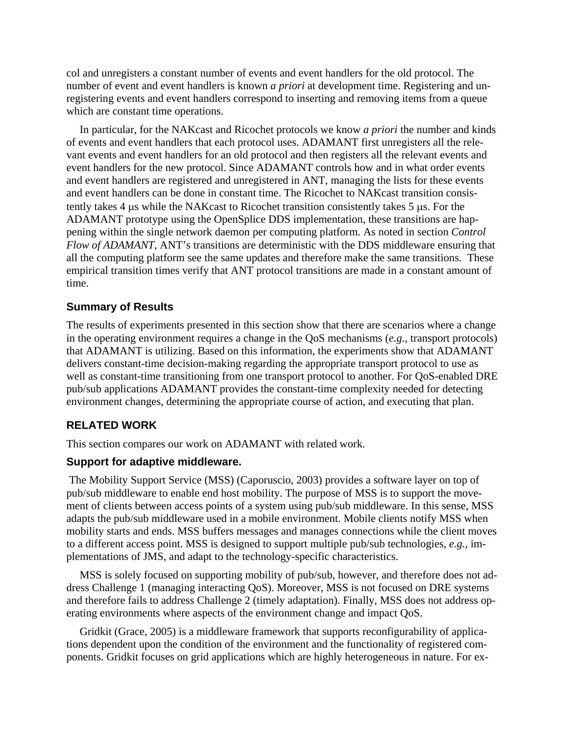col and unregisters a constant number of events and event handlers for the old protocol. The number of event and event handlers is known *a priori* at development time. Registering and unregistering events and event handlers correspond to inserting and removing items from a queue which are constant time operations.

In particular, for the NAKcast and Ricochet protocols we know *a priori* the number and kinds of events and event handlers that each protocol uses. ADAMANT first unregisters all the relevant events and event handlers for an old protocol and then registers all the relevant events and event handlers for the new protocol. Since ADAMANT controls how and in what order events and event handlers are registered and unregistered in ANT, managing the lists for these events and event handlers can be done in constant time. The Ricochet to NAKcast transition consistently takes 4 μs while the NAKcast to Ricochet transition consistently takes 5 μs. For the ADAMANT prototype using the OpenSplice DDS implementation, these transitions are happening within the single network daemon per computing platform. As noted in section *Control Flow of ADAMANT*, ANT's transitions are deterministic with the DDS middleware ensuring that all the computing platform see the same updates and therefore make the same transitions. These empirical transition times verify that ANT protocol transitions are made in a constant amount of time.

### Summary of Results

The results of experiments presented in this section show that there are scenarios where a change in the operating environment requires a change in the QoS mechanisms (*e.g.*, transport protocols) that ADAMANT is utilizing. Based on this information, the experiments show that ADAMANT delivers constant-time decision-making regarding the appropriate transport protocol to use as well as constant-time transitioning from one transport protocol to another. For QoS-enabled DRE pub/sub applications ADAMANT provides the constant-time complexity needed for detecting environment changes, determining the appropriate course of action, and executing that plan.

## RELATED WORK

This section compares our work on ADAMANT with related work.

### Support for adaptive middleware.

The Mobility Support Service (MSS) (Caporuscio, 2003) provides a software layer on top of pub/sub middleware to enable end host mobility. The purpose of MSS is to support the movement of clients between access points of a system using pub/sub middleware. In this sense, MSS adapts the pub/sub middleware used in a mobile environment. Mobile clients notify MSS when mobility starts and ends. MSS buffers messages and manages connections while the client moves to a different access point. MSS is designed to support multiple pub/sub technologies, *e.g.*, implementations of JMS, and adapt to the technology-specific characteristics.

MSS is solely focused on supporting mobility of pub/sub, however, and therefore does not address Challenge 1 (managing interacting QoS). Moreover, MSS is not focused on DRE systems and therefore fails to address Challenge 2 (timely adaptation). Finally, MSS does not address operating environments where aspects of the environment change and impact QoS.

Gridkit (Grace, 2005) is a middleware framework that supports reconfigurability of applications dependent upon the condition of the environment and the functionality of registered components. Gridkit focuses on grid applications which are highly heterogeneous in nature. For ex-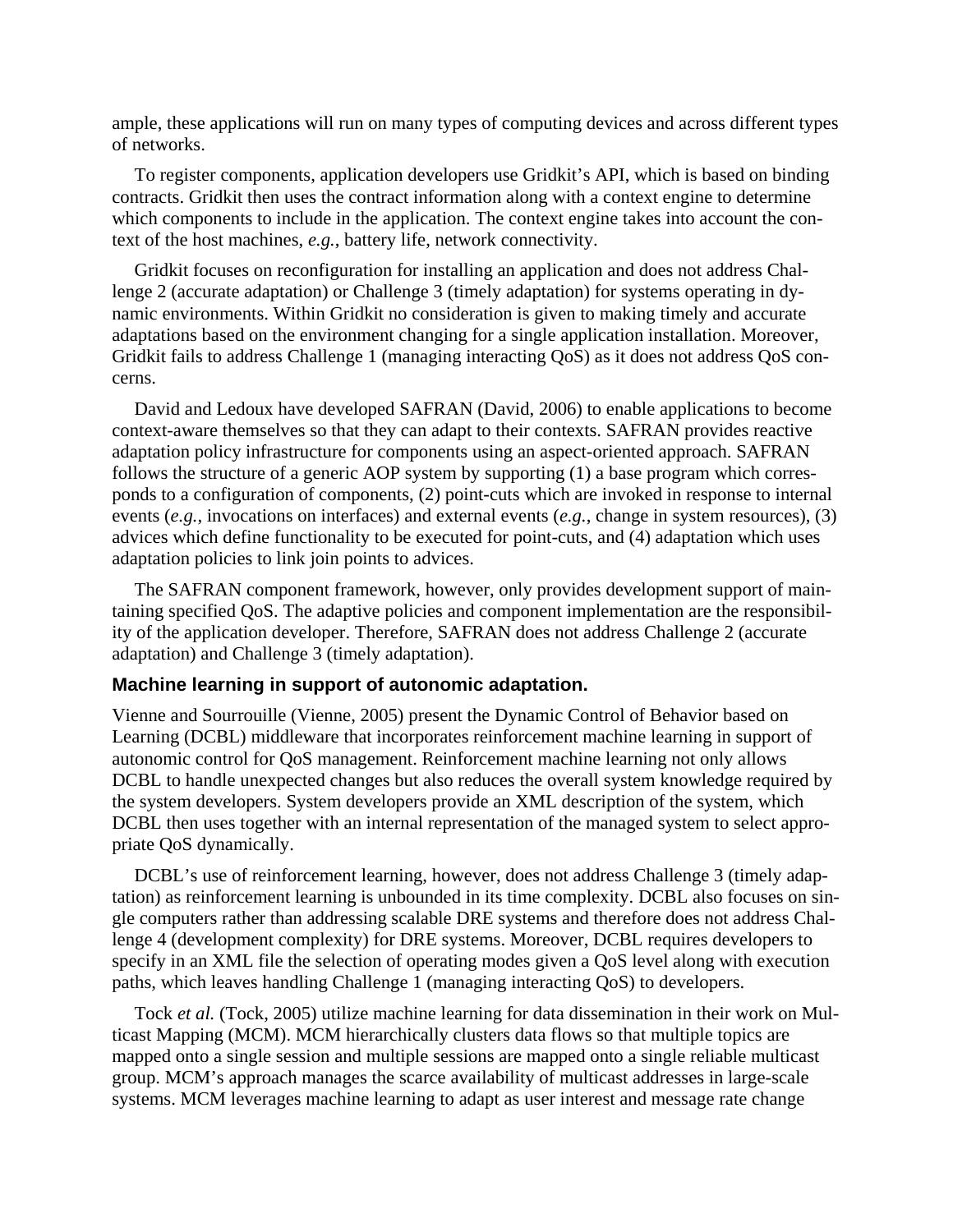ample, these applications will run on many types of computing devices and across different types of networks.

To register components, application developers use Gridkit's API, which is based on binding contracts. Gridkit then uses the contract information along with a context engine to determine which components to include in the application. The context engine takes into account the context of the host machines, *e.g.*, battery life, network connectivity.

Gridkit focuses on reconfiguration for installing an application and does not address Challenge 2 (accurate adaptation) or Challenge 3 (timely adaptation) for systems operating in dynamic environments. Within Gridkit no consideration is given to making timely and accurate adaptations based on the environment changing for a single application installation. Moreover, Gridkit fails to address Challenge 1 (managing interacting QoS) as it does not address QoS concerns.

David and Ledoux have developed SAFRAN (David, 2006) to enable applications to become context-aware themselves so that they can adapt to their contexts. SAFRAN provides reactive adaptation policy infrastructure for components using an aspect-oriented approach. SAFRAN follows the structure of a generic AOP system by supporting (1) a base program which corresponds to a configuration of components, (2) point-cuts which are invoked in response to internal events (*e.g.*, invocations on interfaces) and external events (*e.g.*, change in system resources), (3) advices which define functionality to be executed for point-cuts, and (4) adaptation which uses adaptation policies to link join points to advices.

The SAFRAN component framework, however, only provides development support of maintaining specified QoS. The adaptive policies and component implementation are the responsibility of the application developer. Therefore, SAFRAN does not address Challenge 2 (accurate adaptation) and Challenge 3 (timely adaptation).

### Machine learning in support of autonomic adaptation.

Vienne and Sourrouille (Vienne, 2005) present the Dynamic Control of Behavior based on Learning (DCBL) middleware that incorporates reinforcement machine learning in support of autonomic control for QoS management. Reinforcement machine learning not only allows DCBL to handle unexpected changes but also reduces the overall system knowledge required by the system developers. System developers provide an XML description of the system, which DCBL then uses together with an internal representation of the managed system to select appropriate QoS dynamically.

DCBL's use of reinforcement learning, however, does not address Challenge 3 (timely adaptation) as reinforcement learning is unbounded in its time complexity. DCBL also focuses on single computers rather than addressing scalable DRE systems and therefore does not address Challenge 4 (development complexity) for DRE systems. Moreover, DCBL requires developers to specify in an XML file the selection of operating modes given a QoS level along with execution paths, which leaves handling Challenge 1 (managing interacting QoS) to developers.

Tock *et al.* (Tock, 2005) utilize machine learning for data dissemination in their work on Multicast Mapping (MCM). MCM hierarchically clusters data flows so that multiple topics are mapped onto a single session and multiple sessions are mapped onto a single reliable multicast group. MCM's approach manages the scarce availability of multicast addresses in large-scale systems. MCM leverages machine learning to adapt as user interest and message rate change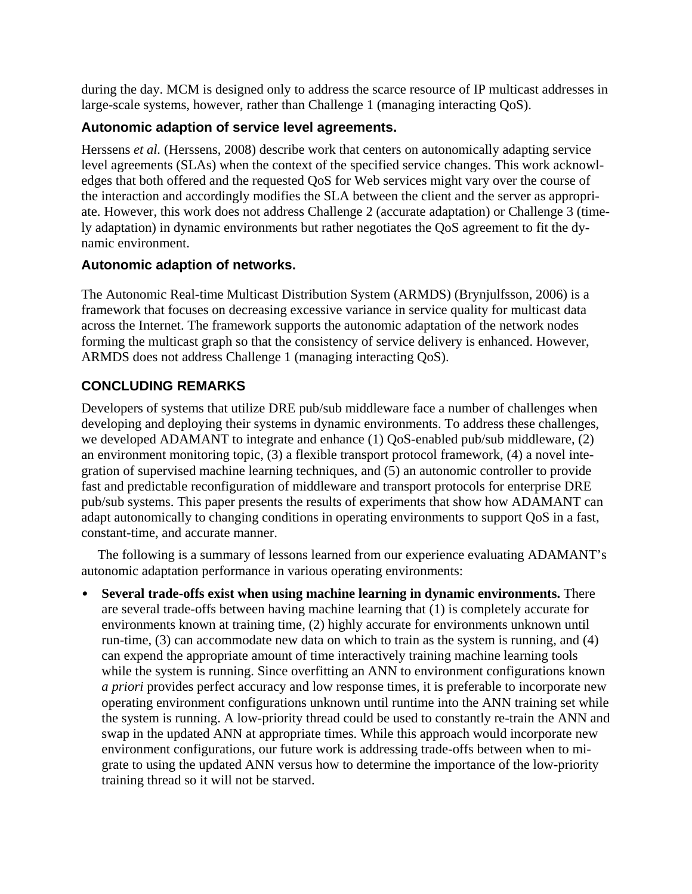during the day. MCM is designed only to address the scarce resource of IP multicast addresses in large-scale systems, however, rather than Challenge 1 (managing interacting QoS).

### Autonomic adaption of service level agreements.

Herssens *et al.* (Herssens, 2008) describe work that centers on autonomically adapting service level agreements (SLAs) when the context of the specified service changes. This work acknowledges that both offered and the requested QoS for Web services might vary over the course of the interaction and accordingly modifies the SLA between the client and the server as appropriate. However, this work does not address Challenge 2 (accurate adaptation) or Challenge 3 (timely adaptation) in dynamic environments but rather negotiates the QoS agreement to fit the dynamic environment.

### Autonomic adaption of networks.

The Autonomic Real-time Multicast Distribution System (ARMDS) (Brynjulfsson, 2006) is a framework that focuses on decreasing excessive variance in service quality for multicast data across the Internet. The framework supports the autonomic adaptation of the network nodes forming the multicast graph so that the consistency of service delivery is enhanced. However, ARMDS does not address Challenge 1 (managing interacting QoS).

## CONCLUDING REMARKS

Developers of systems that utilize DRE pub/sub middleware face a number of challenges when developing and deploying their systems in dynamic environments. To address these challenges, we developed ADAMANT to integrate and enhance (1) QoS-enabled pub/sub middleware, (2) an environment monitoring topic, (3) a flexible transport protocol framework, (4) a novel integration of supervised machine learning techniques, and (5) an autonomic controller to provide fast and predictable reconfiguration of middleware and transport protocols for enterprise DRE pub/sub systems. This paper presents the results of experiments that show how ADAMANT can adapt autonomically to changing conditions in operating environments to support QoS in a fast, constant-time, and accurate manner.

The following is a summary of lessons learned from our experience evaluating ADAMANT's autonomic adaptation performance in various operating environments:

- **Several trade-offs exist when using machine learning in dynamic environments.** There are several trade-offs between having machine learning that (1) is completely accurate for environments known at training time, (2) highly accurate for environments unknown until run-time, (3) can accommodate new data on which to train as the system is running, and (4) can expend the appropriate amount of time interactively training machine learning tools while the system is running. Since overfitting an ANN to environment configurations known *a priori* provides perfect accuracy and low response times, it is preferable to incorporate new operating environment configurations unknown until runtime into the ANN training set while the system is running. A low-priority thread could be used to constantly re-train the ANN and swap in the updated ANN at appropriate times. While this approach would incorporate new environment configurations, our future work is addressing trade-offs between when to migrate to using the updated ANN versus how to determine the importance of the low-priority training thread so it will not be starved.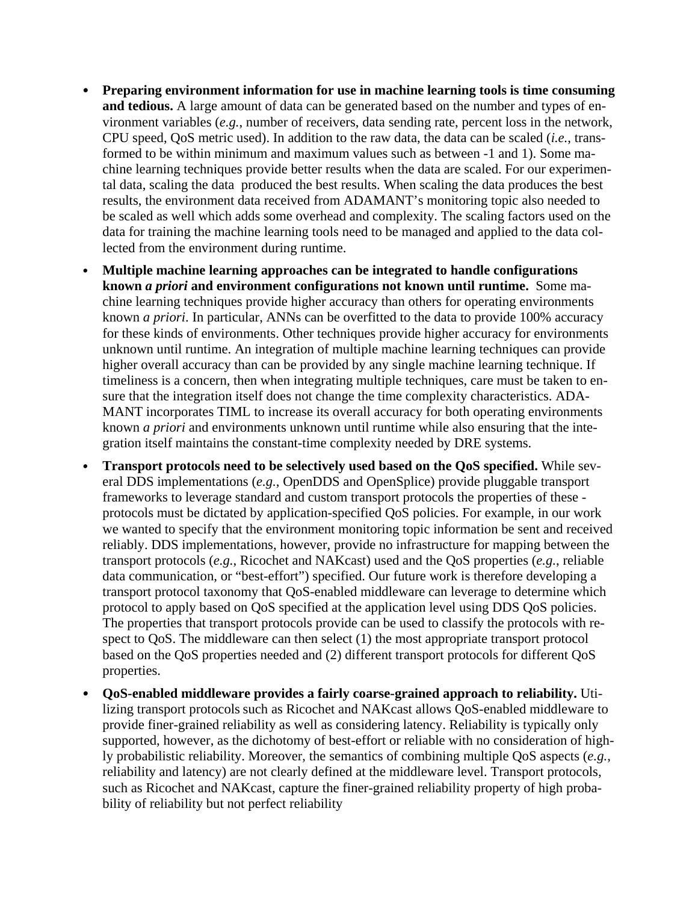- **Preparing environment information for use in machine learning tools is time consuming and tedious.** A large amount of data can be generated based on the number and types of environment variables (*e.g.*, number of receivers, data sending rate, percent loss in the network, CPU speed, QoS metric used). In addition to the raw data, the data can be scaled (*i.e.*, transformed to be within minimum and maximum values such as between -1 and 1). Some machine learning techniques provide better results when the data are scaled. For our experimental data, scaling the data produced the best results. When scaling the data produces the best results, the environment data received from ADAMANT's monitoring topic also needed to be scaled as well which adds some overhead and complexity. The scaling factors used on the data for training the machine learning tools need to be managed and applied to the data collected from the environment during runtime.

- **Multiple machine learning approaches can be integrated to handle configurations known *a priori* and environment configurations not known until runtime.** Some machine learning techniques provide higher accuracy than others for operating environments known *a priori*. In particular, ANNs can be overfitted to the data to provide 100% accuracy for these kinds of environments. Other techniques provide higher accuracy for environments unknown until runtime. An integration of multiple machine learning techniques can provide higher overall accuracy than can be provided by any single machine learning technique. If timeliness is a concern, then when integrating multiple techniques, care must be taken to ensure that the integration itself does not change the time complexity characteristics. ADAMANT incorporates TIML to increase its overall accuracy for both operating environments known *a priori* and environments unknown until runtime while also ensuring that the integration itself maintains the constant-time complexity needed by DRE systems.

- **Transport protocols need to be selectively used based on the QoS specified.** While several DDS implementations (*e.g.*, OpenDDS and OpenSplice) provide pluggable transport frameworks to leverage standard and custom transport protocols the properties of these protocols must be dictated by application-specified QoS policies. For example, in our work we wanted to specify that the environment monitoring topic information be sent and received reliably. DDS implementations, however, provide no infrastructure for mapping between the transport protocols (*e.g.*, Ricochet and NAKcast) used and the QoS properties (*e.g.*, reliable data communication, or "best-effort") specified. Our future work is therefore developing a transport protocol taxonomy that QoS-enabled middleware can leverage to determine which protocol to apply based on QoS specified at the application level using DDS QoS policies. The properties that transport protocols provide can be used to classify the protocols with respect to QoS. The middleware can then select (1) the most appropriate transport protocol based on the QoS properties needed and (2) different transport protocols for different QoS properties.

- **QoS-enabled middleware provides a fairly coarse-grained approach to reliability.** Utilizing transport protocols such as Ricochet and NAKcast allows QoS-enabled middleware to provide finer-grained reliability as well as considering latency. Reliability is typically only supported, however, as the dichotomy of best-effort or reliable with no consideration of highly probabilistic reliability. Moreover, the semantics of combining multiple QoS aspects (*e.g.*, reliability and latency) are not clearly defined at the middleware level. Transport protocols, such as Ricochet and NAKcast, capture the finer-grained reliability property of high probability of reliability but not perfect reliability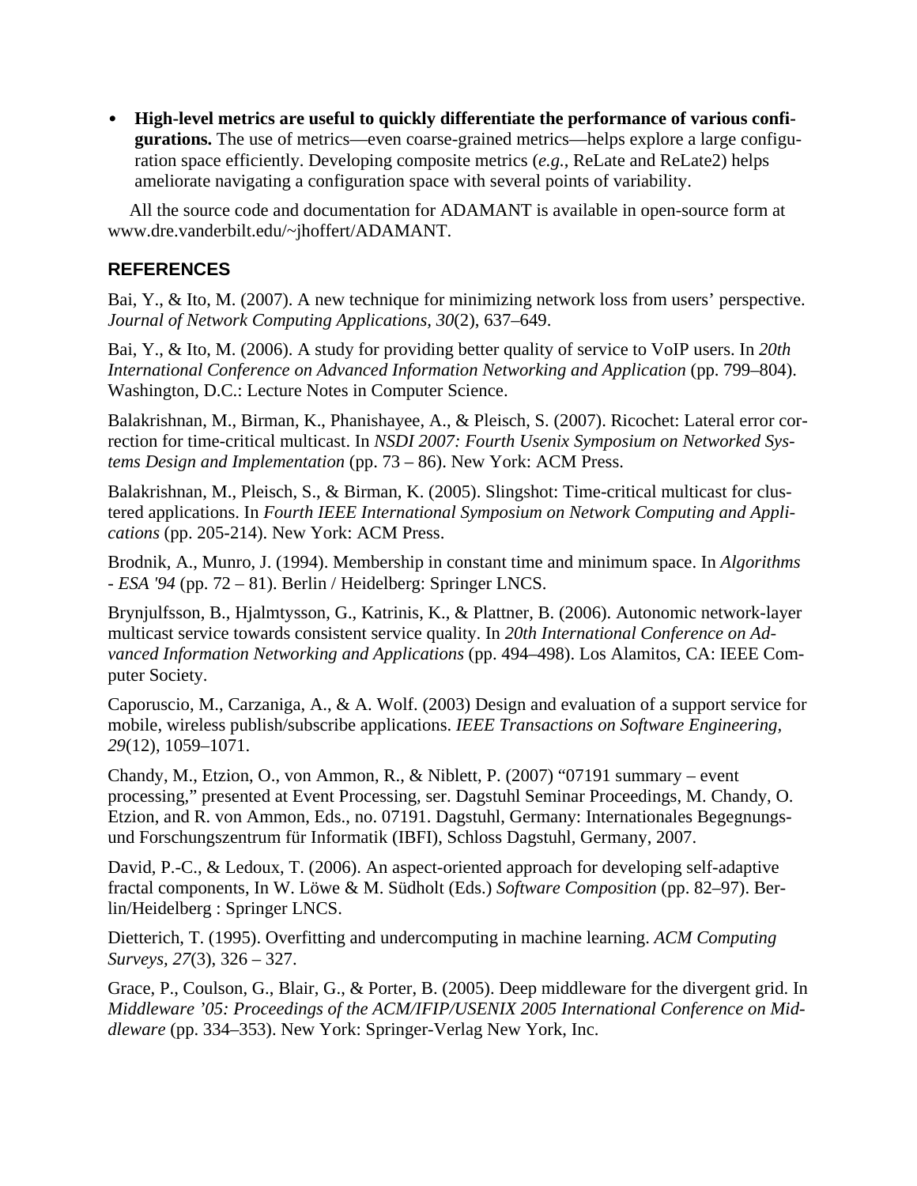- **High-level metrics are useful to quickly differentiate the performance of various configurations.** The use of metrics—even coarse-grained metrics—helps explore a large configuration space efficiently. Developing composite metrics (*e.g.*, ReLate and ReLate2) helps ameliorate navigating a configuration space with several points of variability.

All the source code and documentation for ADAMANT is available in open-source form at www.dre.vanderbilt.edu/~jhoffert/ADAMANT.

## REFERENCES

Bai, Y., & Ito, M. (2007). A new technique for minimizing network loss from users' perspective. *Journal of Network Computing Applications, 30*(2), 637–649.

Bai, Y., & Ito, M. (2006). A study for providing better quality of service to VoIP users. In *20th International Conference on Advanced Information Networking and Application* (pp. 799–804). Washington, D.C.: Lecture Notes in Computer Science.

Balakrishnan, M., Birman, K., Phanishayee, A., & Pleisch, S. (2007). Ricochet: Lateral error correction for time-critical multicast. In *NSDI 2007: Fourth Usenix Symposium on Networked Systems Design and Implementation* (pp. 73 – 86). New York: ACM Press.

Balakrishnan, M., Pleisch, S., & Birman, K. (2005). Slingshot: Time-critical multicast for clustered applications. In *Fourth IEEE International Symposium on Network Computing and Applications* (pp. 205-214). New York: ACM Press.

Brodnik, A., Munro, J. (1994). Membership in constant time and minimum space. In *Algorithms - ESA '94* (pp. 72 – 81). Berlin / Heidelberg: Springer LNCS.

Brynjulfsson, B., Hjalmtysson, G., Katrinis, K., & Plattner, B. (2006). Autonomic network-layer multicast service towards consistent service quality. In *20th International Conference on Advanced Information Networking and Applications* (pp. 494–498). Los Alamitos, CA: IEEE Computer Society.

Caporuscio, M., Carzaniga, A., & A. Wolf. (2003) Design and evaluation of a support service for mobile, wireless publish/subscribe applications. *IEEE Transactions on Software Engineering, 29*(12), 1059–1071.

Chandy, M., Etzion, O., von Ammon, R., & Niblett, P. (2007) "07191 summary – event processing," presented at Event Processing, ser. Dagstuhl Seminar Proceedings, M. Chandy, O. Etzion, and R. von Ammon, Eds., no. 07191. Dagstuhl, Germany: Internationales Begegnungs- und Forschungszentrum für Informatik (IBFI), Schloss Dagstuhl, Germany, 2007.

David, P.-C., & Ledoux, T. (2006). An aspect-oriented approach for developing self-adaptive fractal components, In W. Löwe & M. Südholt (Eds.) *Software Composition* (pp. 82–97). Berlin/Heidelberg : Springer LNCS.

Dietterich, T. (1995). Overfitting and undercomputing in machine learning. *ACM Computing Surveys, 27*(3), 326 – 327.

Grace, P., Coulson, G., Blair, G., & Porter, B. (2005). Deep middleware for the divergent grid. In *Middleware '05: Proceedings of the ACM/IFIP/USENIX 2005 International Conference on Middleware* (pp. 334–353). New York: Springer-Verlag New York, Inc.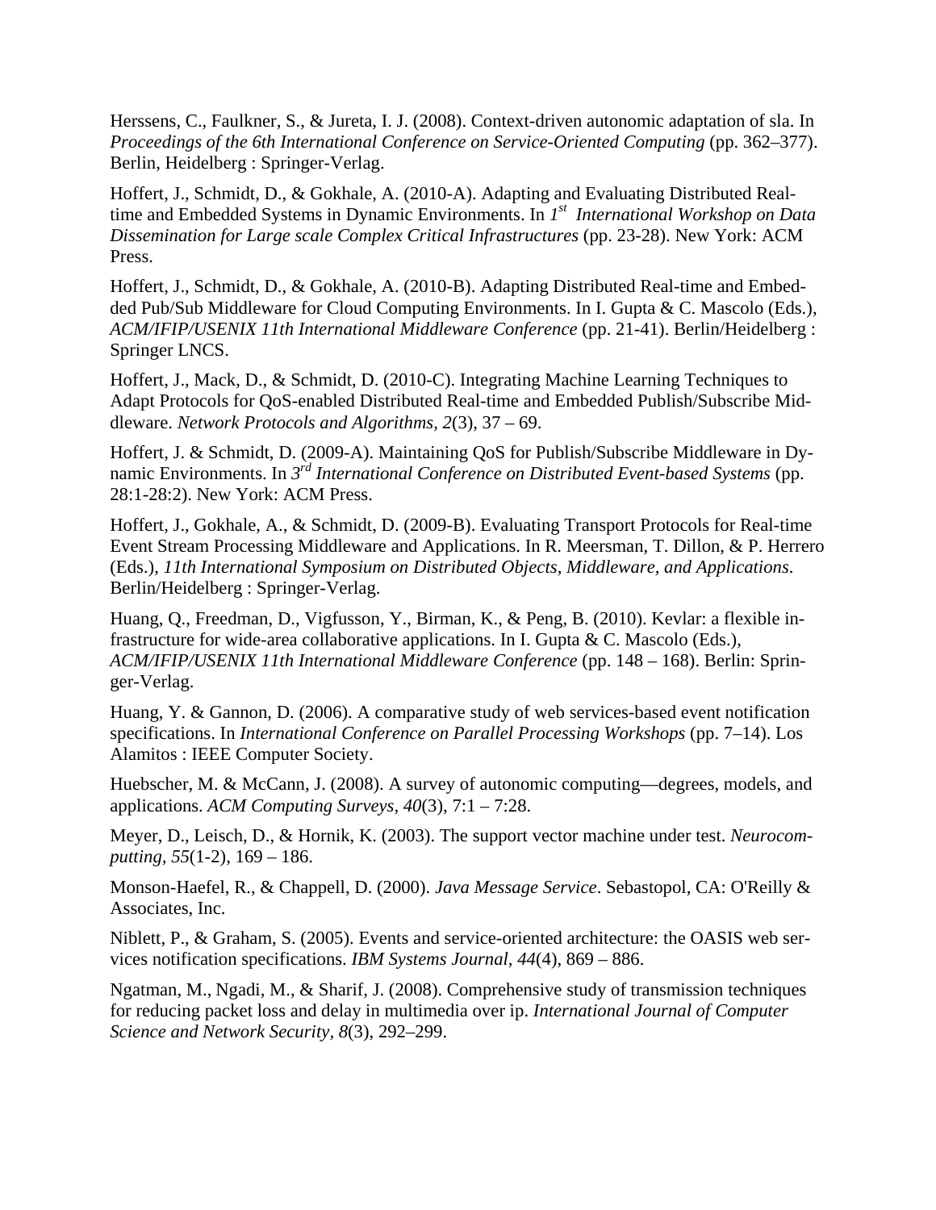Herssens, C., Faulkner, S., & Jureta, I. J. (2008). Context-driven autonomic adaptation of sla. In *Proceedings of the 6th International Conference on Service-Oriented Computing* (pp. 362–377). Berlin, Heidelberg : Springer-Verlag.

Hoffert, J., Schmidt, D., & Gokhale, A. (2010-A). Adapting and Evaluating Distributed Real-time and Embedded Systems in Dynamic Environments. In *1st International Workshop on Data Dissemination for Large scale Complex Critical Infrastructures* (pp. 23-28). New York: ACM Press.

Hoffert, J., Schmidt, D., & Gokhale, A. (2010-B). Adapting Distributed Real-time and Embedded Pub/Sub Middleware for Cloud Computing Environments. In I. Gupta & C. Mascolo (Eds.), *ACM/IFIP/USENIX 11th International Middleware Conference* (pp. 21-41). Berlin/Heidelberg : Springer LNCS.

Hoffert, J., Mack, D., & Schmidt, D. (2010-C). Integrating Machine Learning Techniques to Adapt Protocols for QoS-enabled Distributed Real-time and Embedded Publish/Subscribe Middleware. *Network Protocols and Algorithms, 2*(3), 37 – 69.

Hoffert, J. & Schmidt, D. (2009-A). Maintaining QoS for Publish/Subscribe Middleware in Dynamic Environments. In *3rd International Conference on Distributed Event-based Systems* (pp. 28:1-28:2). New York: ACM Press.

Hoffert, J., Gokhale, A., & Schmidt, D. (2009-B). Evaluating Transport Protocols for Real-time Event Stream Processing Middleware and Applications. In R. Meersman, T. Dillon, & P. Herrero (Eds.), *11th International Symposium on Distributed Objects, Middleware, and Applications*. Berlin/Heidelberg : Springer-Verlag.

Huang, Q., Freedman, D., Vigfusson, Y., Birman, K., & Peng, B. (2010). Kevlar: a flexible infrastructure for wide-area collaborative applications. In I. Gupta & C. Mascolo (Eds.), *ACM/IFIP/USENIX 11th International Middleware Conference* (pp. 148 – 168). Berlin: Springer-Verlag.

Huang, Y. & Gannon, D. (2006). A comparative study of web services-based event notification specifications. In *International Conference on Parallel Processing Workshops* (pp. 7–14). Los Alamitos : IEEE Computer Society.

Huebscher, M. & McCann, J. (2008). A survey of autonomic computing—degrees, models, and applications. *ACM Computing Surveys, 40*(3), 7:1 – 7:28.

Meyer, D., Leisch, D., & Hornik, K. (2003). The support vector machine under test. *Neurocomputting, 55*(1-2), 169 – 186.

Monson-Haefel, R., & Chappell, D. (2000). *Java Message Service*. Sebastopol, CA: O'Reilly & Associates, Inc.

Niblett, P., & Graham, S. (2005). Events and service-oriented architecture: the OASIS web services notification specifications. *IBM Systems Journal, 44*(4), 869 – 886.

Ngatman, M., Ngadi, M., & Sharif, J. (2008). Comprehensive study of transmission techniques for reducing packet loss and delay in multimedia over ip. *International Journal of Computer Science and Network Security, 8*(3), 292–299.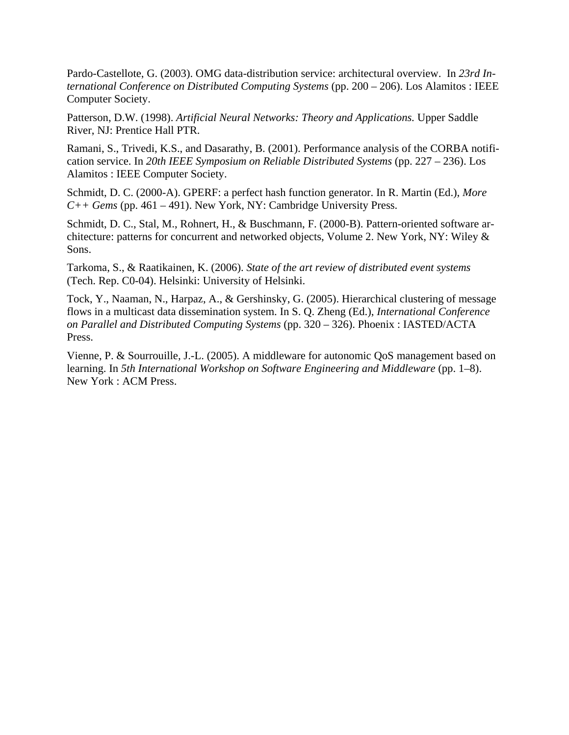Pardo-Castellote, G. (2003). OMG data-distribution service: architectural overview. In *23rd International Conference on Distributed Computing Systems* (pp. 200 – 206). Los Alamitos : IEEE Computer Society.

Patterson, D.W. (1998). *Artificial Neural Networks: Theory and Applications.* Upper Saddle River, NJ: Prentice Hall PTR.

Ramani, S., Trivedi, K.S., and Dasarathy, B. (2001). Performance analysis of the CORBA notification service. In *20th IEEE Symposium on Reliable Distributed Systems* (pp. 227 – 236). Los Alamitos : IEEE Computer Society.

Schmidt, D. C. (2000-A). GPERF: a perfect hash function generator. In R. Martin (Ed.), *More C++ Gems* (pp. 461 – 491). New York, NY: Cambridge University Press.

Schmidt, D. C., Stal, M., Rohnert, H., & Buschmann, F. (2000-B). Pattern-oriented software architecture: patterns for concurrent and networked objects, Volume 2. New York, NY: Wiley & Sons.

Tarkoma, S., & Raatikainen, K. (2006). *State of the art review of distributed event systems* (Tech. Rep. C0-04). Helsinki: University of Helsinki.

Tock, Y., Naaman, N., Harpaz, A., & Gershinsky, G. (2005). Hierarchical clustering of message flows in a multicast data dissemination system. In S. Q. Zheng (Ed.), *International Conference on Parallel and Distributed Computing Systems* (pp. 320 – 326). Phoenix : IASTED/ACTA Press.

Vienne, P. & Sourrouille, J.-L. (2005). A middleware for autonomic QoS management based on learning. In *5th International Workshop on Software Engineering and Middleware* (pp. 1–8). New York : ACM Press.